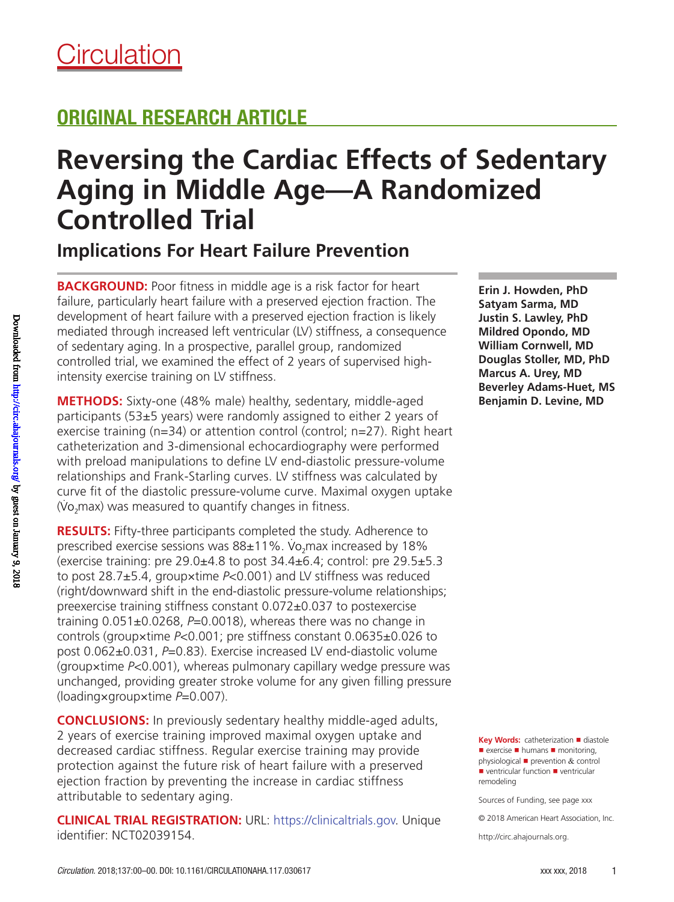Circulation

## ORIGINAL RESEARCH ARTICLE

# Reversing the Cardiac Effects of Sedentary Aging in Middle Age—A Randomized Controlled Trial

## Implications For Heart Failure Prevention

**Erin J. Howden, PhD**
**Satyam Sarma, MD**
**Justin S. Lawley, PhD**
**Mildred Opondo, MD**
**William Cornwell, MD**
**Douglas Stoller, MD, PhD**
**Marcus A. Urey, MD**
**Beverley Adams-Huet, MS**
**Benjamin D. Levine, MD**

**BACKGROUND:** Poor fitness in middle age is a risk factor for heart failure, particularly heart failure with a preserved ejection fraction. The development of heart failure with a preserved ejection fraction is likely mediated through increased left ventricular (LV) stiffness, a consequence of sedentary aging. In a prospective, parallel group, randomized controlled trial, we examined the effect of 2 years of supervised high-intensity exercise training on LV stiffness.

**METHODS:** Sixty-one (48% male) healthy, sedentary, middle-aged participants (53±5 years) were randomly assigned to either 2 years of exercise training (n=34) or attention control (control; n=27). Right heart catheterization and 3-dimensional echocardiography were performed with preload manipulations to define LV end-diastolic pressure-volume relationships and Frank-Starling curves. LV stiffness was calculated by curve fit of the diastolic pressure-volume curve. Maximal oxygen uptake ($\dot{V}O_2$max) was measured to quantify changes in fitness.

**RESULTS:** Fifty-three participants completed the study. Adherence to prescribed exercise sessions was 88±11%. $\dot{V}O_2$max increased by 18% (exercise training: pre 29.0±4.8 to post 34.4±6.4; control: pre 29.5±5.3 to post 28.7±5.4, group×time *P*<0.001) and LV stiffness was reduced (right/downward shift in the end-diastolic pressure-volume relationships; preexercise training stiffness constant 0.072±0.037 to postexercise training 0.051±0.0268, *P*=0.0018), whereas there was no change in controls (group×time *P*<0.001; pre stiffness constant 0.0635±0.026 to post 0.062±0.031, *P*=0.83). Exercise increased LV end-diastolic volume (group×time *P*<0.001), whereas pulmonary capillary wedge pressure was unchanged, providing greater stroke volume for any given filling pressure (loading×group×time *P*=0.007).

**CONCLUSIONS:** In previously sedentary healthy middle-aged adults, 2 years of exercise training improved maximal oxygen uptake and decreased cardiac stiffness. Regular exercise training may provide protection against the future risk of heart failure with a preserved ejection fraction by preventing the increase in cardiac stiffness attributable to sedentary aging.

**CLINICAL TRIAL REGISTRATION:** URL: https://clinicaltrials.gov. Unique identifier: NCT02039154.

**Key Words:** catheterization ■ diastole ■ exercise ■ humans ■ monitoring, physiological ■ prevention & control ■ ventricular function ■ ventricular remodeling

Sources of Funding, see page xxx

© 2018 American Heart Association, Inc.

http://circ.ahajournals.org.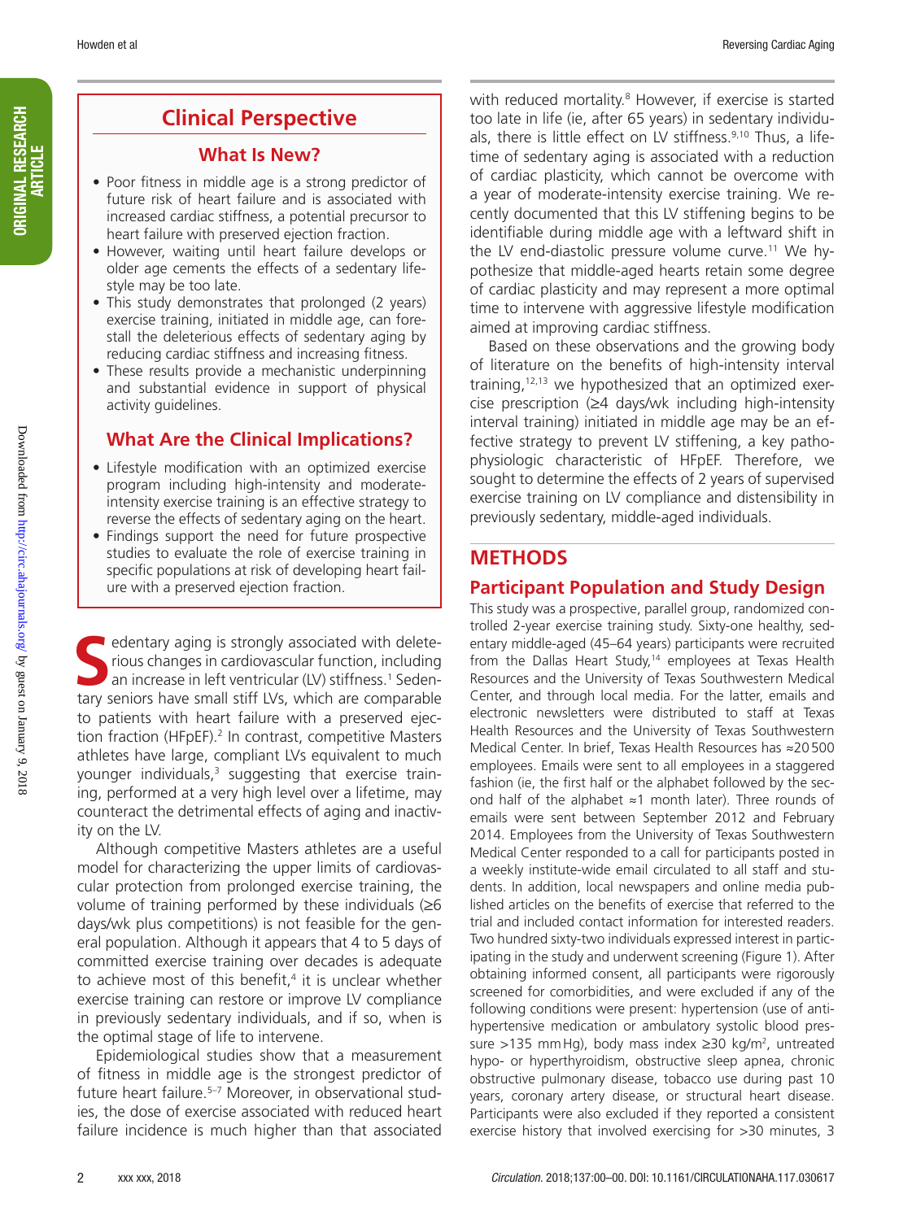## Clinical Perspective

### What Is New?

- Poor fitness in middle age is a strong predictor of future risk of heart failure and is associated with increased cardiac stiffness, a potential precursor to heart failure with preserved ejection fraction.
- However, waiting until heart failure develops or older age cements the effects of a sedentary lifestyle may be too late.
- This study demonstrates that prolonged (2 years) exercise training, initiated in middle age, can forestall the deleterious effects of sedentary aging by reducing cardiac stiffness and increasing fitness.
- These results provide a mechanistic underpinning and substantial evidence in support of physical activity guidelines.

### What Are the Clinical Implications?

- Lifestyle modification with an optimized exercise program including high-intensity and moderate-intensity exercise training is an effective strategy to reverse the effects of sedentary aging on the heart.
- Findings support the need for future prospective studies to evaluate the role of exercise training in specific populations at risk of developing heart failure with a preserved ejection fraction.

Sedentary aging is strongly associated with deleterious changes in cardiovascular function, including an increase in left ventricular (LV) stiffness.[1] Sedentary seniors have small stiff LVs, which are comparable to patients with heart failure with a preserved ejection fraction (HFpEF).[2] In contrast, competitive Masters athletes have large, compliant LVs equivalent to much younger individuals,[3] suggesting that exercise training, performed at a very high level over a lifetime, may counteract the detrimental effects of aging and inactivity on the LV.

Although competitive Masters athletes are a useful model for characterizing the upper limits of cardiovascular protection from prolonged exercise training, the volume of training performed by these individuals (≥6 days/wk plus competitions) is not feasible for the general population. Although it appears that 4 to 5 days of committed exercise training over decades is adequate to achieve most of this benefit,[4] it is unclear whether exercise training can restore or improve LV compliance in previously sedentary individuals, and if so, when is the optimal stage of life to intervene.

Epidemiological studies show that a measurement of fitness in middle age is the strongest predictor of future heart failure.[5–7] Moreover, in observational studies, the dose of exercise associated with reduced heart failure incidence is much higher than that associated with reduced mortality.[8] However, if exercise is started too late in life (ie, after 65 years) in sedentary individuals, there is little effect on LV stiffness.[9,10] Thus, a lifetime of sedentary aging is associated with a reduction of cardiac plasticity, which cannot be overcome with a year of moderate-intensity exercise training. We recently documented that this LV stiffening begins to be identifiable during middle age with a leftward shift in the LV end-diastolic pressure volume curve.[11] We hypothesize that middle-aged hearts retain some degree of cardiac plasticity and may represent a more optimal time to intervene with aggressive lifestyle modification aimed at improving cardiac stiffness.

Based on these observations and the growing body of literature on the benefits of high-intensity interval training,[12,13] we hypothesized that an optimized exercise prescription (≥4 days/wk including high-intensity interval training) initiated in middle age may be an effective strategy to prevent LV stiffening, a key pathophysiologic characteristic of HFpEF. Therefore, we sought to determine the effects of 2 years of supervised exercise training on LV compliance and distensibility in previously sedentary, middle-aged individuals.

## METHODS

### Participant Population and Study Design

This study was a prospective, parallel group, randomized controlled 2-year exercise training study. Sixty-one healthy, sedentary middle-aged (45–64 years) participants were recruited from the Dallas Heart Study,[14] employees at Texas Health Resources and the University of Texas Southwestern Medical Center, and through local media. For the latter, emails and electronic newsletters were distributed to staff at Texas Health Resources and the University of Texas Southwestern Medical Center. In brief, Texas Health Resources has ≈20 500 employees. Emails were sent to all employees in a staggered fashion (ie, the first half or the alphabet followed by the second half of the alphabet ≈1 month later). Three rounds of emails were sent between September 2012 and February 2014. Employees from the University of Texas Southwestern Medical Center responded to a call for participants posted in a weekly institute-wide email circulated to all staff and students. In addition, local newspapers and online media published articles on the benefits of exercise that referred to the trial and included contact information for interested readers. Two hundred sixty-two individuals expressed interest in participating in the study and underwent screening (Figure 1). After obtaining informed consent, all participants were rigorously screened for comorbidities, and were excluded if any of the following conditions were present: hypertension (use of antihypertensive medication or ambulatory systolic blood pressure >135 mm Hg), body mass index ≥30 kg/m², untreated hypo- or hyperthyroidism, obstructive sleep apnea, chronic obstructive pulmonary disease, tobacco use during past 10 years, coronary artery disease, or structural heart disease. Participants were also excluded if they reported a consistent exercise history that involved exercising for >30 minutes, 3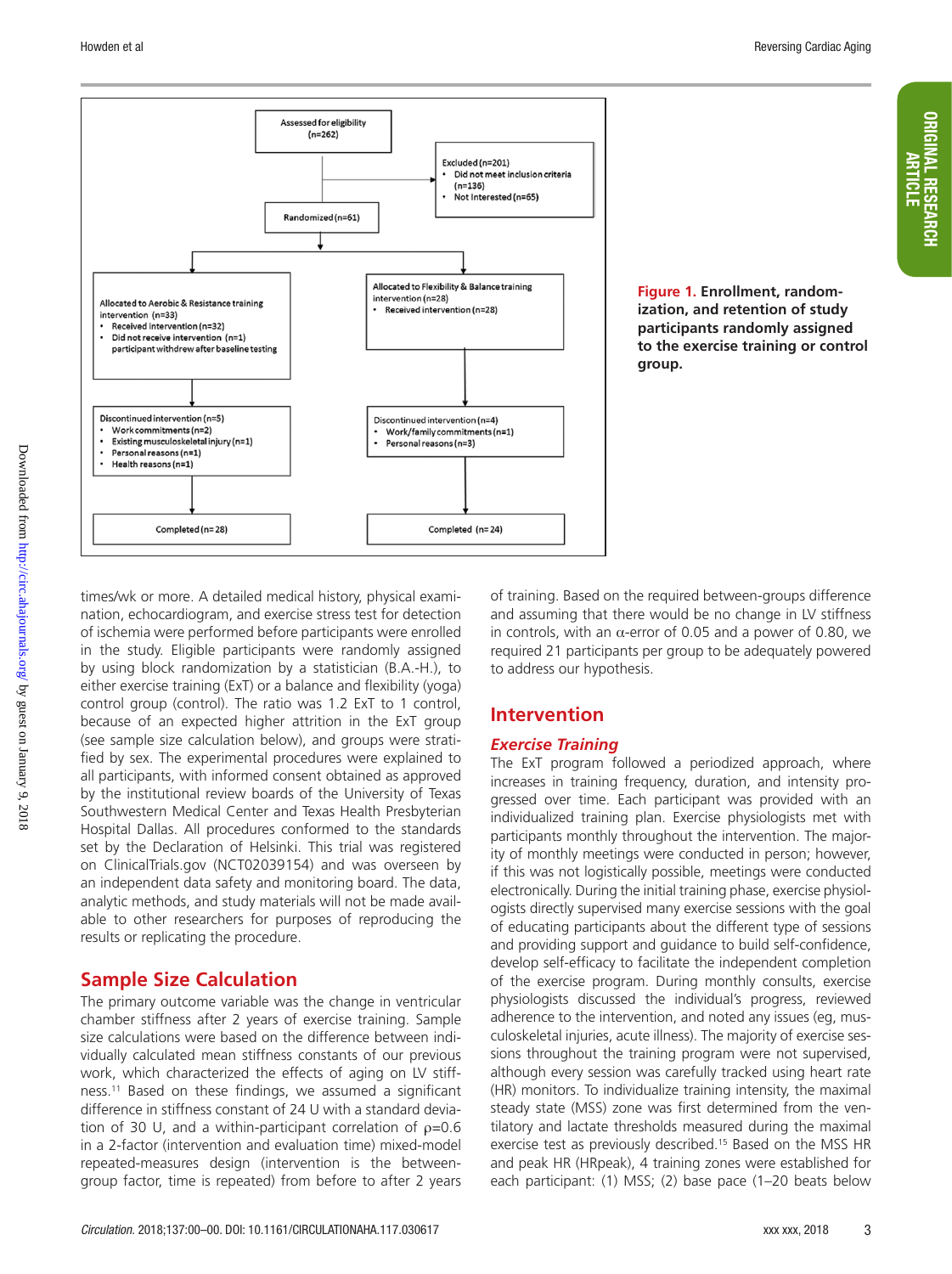Assessed for eligibility (n=262)

Excluded (n=201)
- Did not meet inclusion criteria (n=136)
- Not Interested (n=65)

Randomized (n=61)

Allocated to Aerobic & Resistance training intervention (n=33)
- Received Intervention (n=32)
- Did not receive intervention (n=1) participant withdrew after baseline testing

Allocated to Flexibility & Balance training intervention (n=28)
- Received intervention (n=28)

Discontinued intervention (n=5)
- Work commitments (n=2)
- Existing musculoskeletal injury (n=1)
- Personal reasons (n=1)
- Health reasons (n=1)

Discontinued intervention (n=4)
- Work/family commitments (n=1)
- Personal reasons (n=3)

Completed (n=28)

Completed (n=24)

**Figure 1.** **Enrollment, randomization, and retention of study participants randomly assigned to the exercise training or control group.**

times/wk or more. A detailed medical history, physical examination, echocardiogram, and exercise stress test for detection of ischemia were performed before participants were enrolled in the study. Eligible participants were randomly assigned by using block randomization by a statistician (B.A.-H.), to either exercise training (ExT) or a balance and flexibility (yoga) control group (control). The ratio was 1.2 ExT to 1 control, because of an expected higher attrition in the ExT group (see sample size calculation below), and groups were stratified by sex. The experimental procedures were explained to all participants, with informed consent obtained as approved by the institutional review boards of the University of Texas Southwestern Medical Center and Texas Health Presbyterian Hospital Dallas. All procedures conformed to the standards set by the Declaration of Helsinki. This trial was registered on ClinicalTrials.gov (NCT02039154) and was overseen by an independent data safety and monitoring board. The data, analytic methods, and study materials will not be made available to other researchers for purposes of reproducing the results or replicating the procedure.

## Sample Size Calculation

The primary outcome variable was the change in ventricular chamber stiffness after 2 years of exercise training. Sample size calculations were based on the difference between individually calculated mean stiffness constants of our previous work, which characterized the effects of aging on LV stiffness.[11] Based on these findings, we assumed a significant difference in stiffness constant of 24 U with a standard deviation of 30 U, and a within-participant correlation of $\rho$=0.6 in a 2-factor (intervention and evaluation time) mixed-model repeated-measures design (intervention is the between-group factor, time is repeated) from before to after 2 years of training. Based on the required between-groups difference and assuming that there would be no change in LV stiffness in controls, with an $\alpha$-error of 0.05 and a power of 0.80, we required 21 participants per group to be adequately powered to address our hypothesis.

## Intervention

### *Exercise Training*

The ExT program followed a periodized approach, where increases in training frequency, duration, and intensity progressed over time. Each participant was provided with an individualized training plan. Exercise physiologists met with participants monthly throughout the intervention. The majority of monthly meetings were conducted in person; however, if this was not logistically possible, meetings were conducted electronically. During the initial training phase, exercise physiologists directly supervised many exercise sessions with the goal of educating participants about the different type of sessions and providing support and guidance to build self-confidence, develop self-efficacy to facilitate the independent completion of the exercise program. During monthly consults, exercise physiologists discussed the individual's progress, reviewed adherence to the intervention, and noted any issues (eg, musculoskeletal injuries, acute illness). The majority of exercise sessions throughout the training program were not supervised, although every session was carefully tracked using heart rate (HR) monitors. To individualize training intensity, the maximal steady state (MSS) zone was first determined from the ventilatory and lactate thresholds measured during the maximal exercise test as previously described.[15] Based on the MSS HR and peak HR (HRpeak), 4 training zones were established for each participant: (1) MSS; (2) base pace (1–20 beats below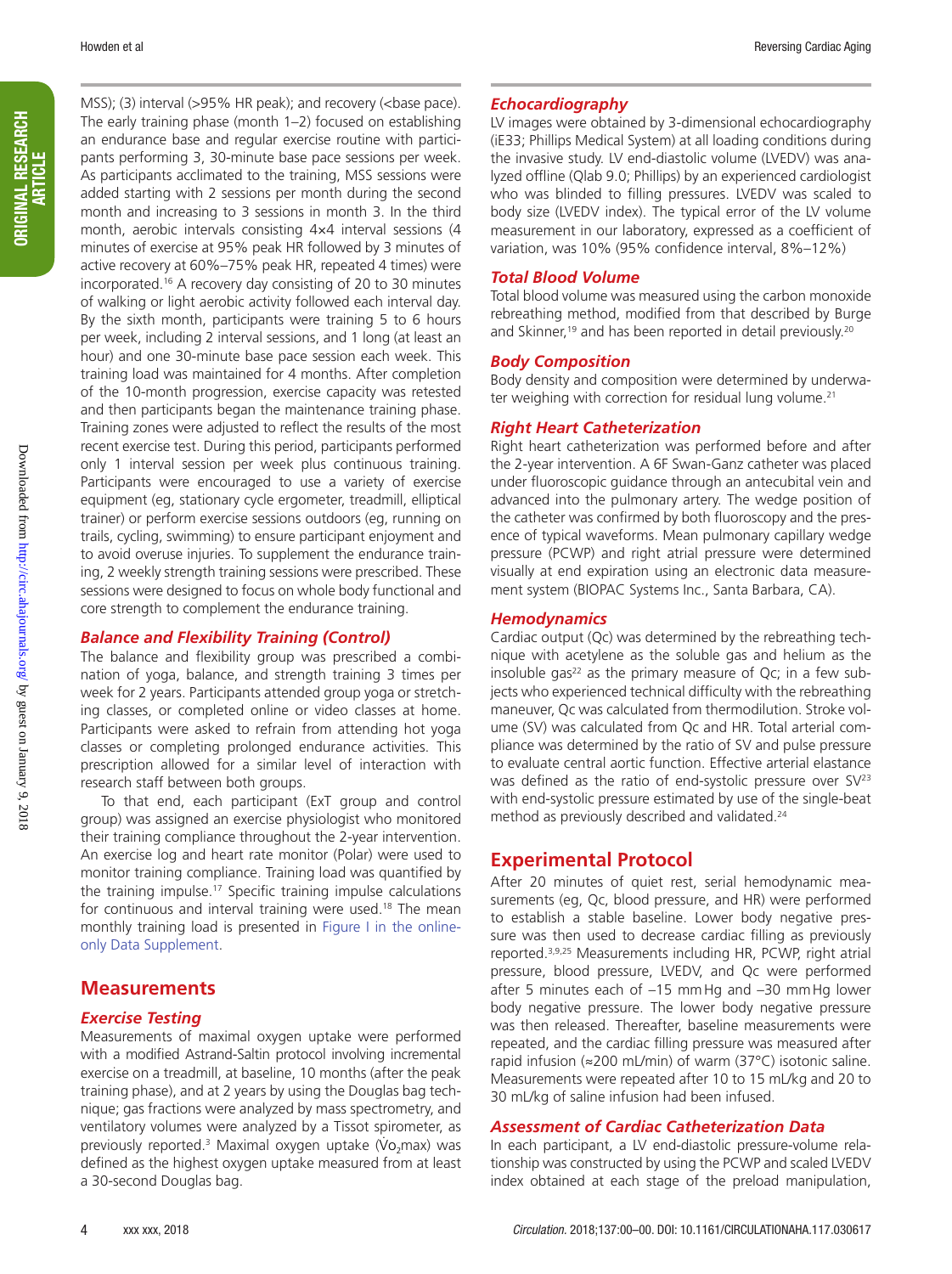MSS); (3) interval (>95% HR peak); and recovery (<base pace). The early training phase (month 1–2) focused on establishing an endurance base and regular exercise routine with participants performing 3, 30-minute base pace sessions per week. As participants acclimated to the training, MSS sessions were added starting with 2 sessions per month during the second month and increasing to 3 sessions in month 3. In the third month, aerobic intervals consisting 4×4 interval sessions (4 minutes of exercise at 95% peak HR followed by 3 minutes of active recovery at 60%–75% peak HR, repeated 4 times) were incorporated.[16] A recovery day consisting of 20 to 30 minutes of walking or light aerobic activity followed each interval day. By the sixth month, participants were training 5 to 6 hours per week, including 2 interval sessions, and 1 long (at least an hour) and one 30-minute base pace session each week. This training load was maintained for 4 months. After completion of the 10-month progression, exercise capacity was retested and then participants began the maintenance training phase. Training zones were adjusted to reflect the results of the most recent exercise test. During this period, participants performed only 1 interval session per week plus continuous training. Participants were encouraged to use a variety of exercise equipment (eg, stationary cycle ergometer, treadmill, elliptical trainer) or perform exercise sessions outdoors (eg, running on trails, cycling, swimming) to ensure participant enjoyment and to avoid overuse injuries. To supplement the endurance training, 2 weekly strength training sessions were prescribed. These sessions were designed to focus on whole body functional and core strength to complement the endurance training.

### *Balance and Flexibility Training (Control)*

The balance and flexibility group was prescribed a combination of yoga, balance, and strength training 3 times per week for 2 years. Participants attended group yoga or stretching classes, or completed online or video classes at home. Participants were asked to refrain from attending hot yoga classes or completing prolonged endurance activities. This prescription allowed for a similar level of interaction with research staff between both groups.

To that end, each participant (ExT group and control group) was assigned an exercise physiologist who monitored their training compliance throughout the 2-year intervention. An exercise log and heart rate monitor (Polar) were used to monitor training compliance. Training load was quantified by the training impulse.[17] Specific training impulse calculations for continuous and interval training were used.[18] The mean monthly training load is presented in Figure I in the online-only Data Supplement.

## Measurements

### *Exercise Testing*

Measurements of maximal oxygen uptake were performed with a modified Astrand-Saltin protocol involving incremental exercise on a treadmill, at baseline, 10 months (after the peak training phase), and at 2 years by using the Douglas bag technique; gas fractions were analyzed by mass spectrometry, and ventilatory volumes were analyzed by a Tissot spirometer, as previously reported.[3] Maximal oxygen uptake ($\dot{V}O_2$max) was defined as the highest oxygen uptake measured from at least a 30-second Douglas bag.

### *Echocardiography*

LV images were obtained by 3-dimensional echocardiography (iE33; Phillips Medical System) at all loading conditions during the invasive study. LV end-diastolic volume (LVEDV) was analyzed offline (Qlab 9.0; Phillips) by an experienced cardiologist who was blinded to filling pressures. LVEDV was scaled to body size (LVEDV index). The typical error of the LV volume measurement in our laboratory, expressed as a coefficient of variation, was 10% (95% confidence interval, 8%–12%)

### *Total Blood Volume*

Total blood volume was measured using the carbon monoxide rebreathing method, modified from that described by Burge and Skinner,[19] and has been reported in detail previously.[20]

### *Body Composition*

Body density and composition were determined by underwater weighing with correction for residual lung volume.[21]

### *Right Heart Catheterization*

Right heart catheterization was performed before and after the 2-year intervention. A 6F Swan-Ganz catheter was placed under fluoroscopic guidance through an antecubital vein and advanced into the pulmonary artery. The wedge position of the catheter was confirmed by both fluoroscopy and the presence of typical waveforms. Mean pulmonary capillary wedge pressure (PCWP) and right atrial pressure were determined visually at end expiration using an electronic data measurement system (BIOPAC Systems Inc., Santa Barbara, CA).

### *Hemodynamics*

Cardiac output (Qc) was determined by the rebreathing technique with acetylene as the soluble gas and helium as the insoluble gas[22] as the primary measure of Qc; in a few subjects who experienced technical difficulty with the rebreathing maneuver, Qc was calculated from thermodilution. Stroke volume (SV) was calculated from Qc and HR. Total arterial compliance was determined by the ratio of SV and pulse pressure to evaluate central aortic function. Effective arterial elastance was defined as the ratio of end-systolic pressure over SV[23] with end-systolic pressure estimated by use of the single-beat method as previously described and validated.[24]

## Experimental Protocol

After 20 minutes of quiet rest, serial hemodynamic measurements (eg, Qc, blood pressure, and HR) were performed to establish a stable baseline. Lower body negative pressure was then used to decrease cardiac filling as previously reported.[3,9,25] Measurements including HR, PCWP, right atrial pressure, blood pressure, LVEDV, and Qc were performed after 5 minutes each of −15 mm Hg and −30 mm Hg lower body negative pressure. The lower body negative pressure was then released. Thereafter, baseline measurements were repeated, and the cardiac filling pressure was measured after rapid infusion (≈200 mL/min) of warm (37°C) isotonic saline. Measurements were repeated after 10 to 15 mL/kg and 20 to 30 mL/kg of saline infusion had been infused.

### *Assessment of Cardiac Catheterization Data*

In each participant, a LV end-diastolic pressure-volume relationship was constructed by using the PCWP and scaled LVEDV index obtained at each stage of the preload manipulation,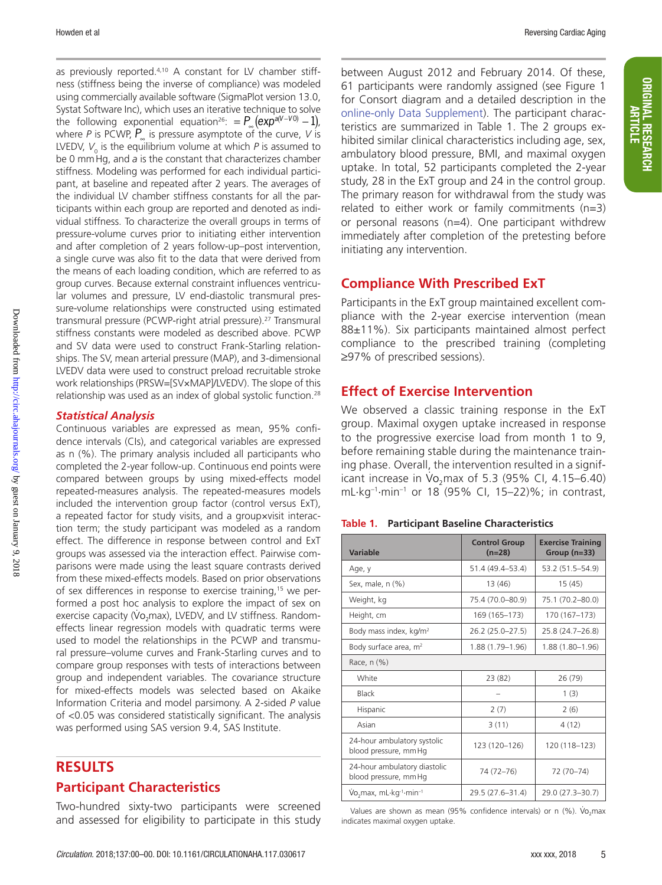as previously reported.[4,10] A constant for LV chamber stiffness (stiffness being the inverse of compliance) was modeled using commercially available software (SigmaPlot version 13.0, Systat Software Inc), which uses an iterative technique to solve the following exponential equation[26]: $= P_{\infty}(exp^{a(V-V0)} - 1)$, where $P$ is PCWP, $P_{\infty}$ is pressure asymptote of the curve, $V$ is LVEDV, $V_0$ is the equilibrium volume at which $P$ is assumed to be 0 mm Hg, and $a$ is the constant that characterizes chamber stiffness. Modeling was performed for each individual participant, at baseline and repeated after 2 years. The averages of the individual LV chamber stiffness constants for all the participants within each group are reported and denoted as individual stiffness. To characterize the overall groups in terms of pressure-volume curves prior to initiating either intervention and after completion of 2 years follow-up–post intervention, a single curve was also fit to the data that were derived from the means of each loading condition, which are referred to as group curves. Because external constraint influences ventricular volumes and pressure, LV end-diastolic transmural pressure-volume relationships were constructed using estimated transmural pressure (PCWP-right atrial pressure).[27] Transmural stiffness constants were modeled as described above. PCWP and SV data were used to construct Frank-Starling relationships. The SV, mean arterial pressure (MAP), and 3-dimensional LVEDV data were used to construct preload recruitable stroke work relationships (PRSW=[SV×MAP]/LVEDV). The slope of this relationship was used as an index of global systolic function.[28]

### *Statistical Analysis*

Continuous variables are expressed as mean, 95% confidence intervals (CIs), and categorical variables are expressed as n (%). The primary analysis included all participants who completed the 2-year follow-up. Continuous end points were compared between groups by using mixed-effects model repeated-measures analysis. The repeated-measures models included the intervention group factor (control versus ExT), a repeated factor for study visits, and a group×visit interaction term; the study participant was modeled as a random effect. The difference in response between control and ExT groups was assessed via the interaction effect. Pairwise comparisons were made using the least square contrasts derived from these mixed-effects models. Based on prior observations of sex differences in response to exercise training,[15] we performed a post hoc analysis to explore the impact of sex on exercise capacity ($\dot{V}o_2$max), LVEDV, and LV stiffness. Random-effects linear regression models with quadratic terms were used to model the relationships in the PCWP and transmural pressure–volume curves and Frank-Starling curves and to compare group responses with tests of interactions between group and independent variables. The covariance structure for mixed-effects models was selected based on Akaike Information Criteria and model parsimony. A 2-sided $P$ value of <0.05 was considered statistically significant. The analysis was performed using SAS version 9.4, SAS Institute.

# RESULTS

## Participant Characteristics

Two-hundred sixty-two participants were screened and assessed for eligibility to participate in this study between August 2012 and February 2014. Of these, 61 participants were randomly assigned (see Figure 1 for Consort diagram and a detailed description in the online-only Data Supplement). The participant characteristics are summarized in Table 1. The 2 groups exhibited similar clinical characteristics including age, sex, ambulatory blood pressure, BMI, and maximal oxygen uptake. In total, 52 participants completed the 2-year study, 28 in the ExT group and 24 in the control group. The primary reason for withdrawal from the study was related to either work or family commitments (n=3) or personal reasons (n=4). One participant withdrew immediately after completion of the pretesting before initiating any intervention.

## Compliance With Prescribed ExT

Participants in the ExT group maintained excellent compliance with the 2-year exercise intervention (mean 88±11%). Six participants maintained almost perfect compliance to the prescribed training (completing ≥97% of prescribed sessions).

## Effect of Exercise Intervention

We observed a classic training response in the ExT group. Maximal oxygen uptake increased in response to the progressive exercise load from month 1 to 9, before remaining stable during the maintenance training phase. Overall, the intervention resulted in a significant increase in $\dot{V}o_2$max of 5.3 (95% CI, 4.15–6.40) mL·kg$^{-1}$·min$^{-1}$ or 18 (95% CI, 15–22)%; in contrast,

**Table 1. Participant Baseline Characteristics**

| Variable | Control Group (n=28) | Exercise Training Group (n=33) |
|---|---|---|
| Age, y | 51.4 (49.4–53.4) | 53.2 (51.5–54.9) |
| Sex, male, n (%) | 13 (46) | 15 (45) |
| Weight, kg | 75.4 (70.0–80.9) | 75.1 (70.2–80.0) |
| Height, cm | 169 (165–173) | 170 (167–173) |
| Body mass index, kg/m$^2$ | 26.2 (25.0–27.5) | 25.8 (24.7–26.8) |
| Body surface area, m$^2$ | 1.88 (1.79–1.96) | 1.88 (1.80–1.96) |
| Race, n (%) | | |
| White | 23 (82) | 26 (79) |
| Black | – | 1 (3) |
| Hispanic | 2 (7) | 2 (6) |
| Asian | 3 (11) | 4 (12) |
| 24-hour ambulatory systolic blood pressure, mm Hg | 123 (120–126) | 120 (118–123) |
| 24-hour ambulatory diastolic blood pressure, mm Hg | 74 (72–76) | 72 (70–74) |
| $\dot{V}o_2$max, mL·kg$^{-1}$·min$^{-1}$ | 29.5 (27.6–31.4) | 29.0 (27.3–30.7) |

Values are shown as mean (95% confidence intervals) or n (%). $\dot{V}o_2$max indicates maximal oxygen uptake.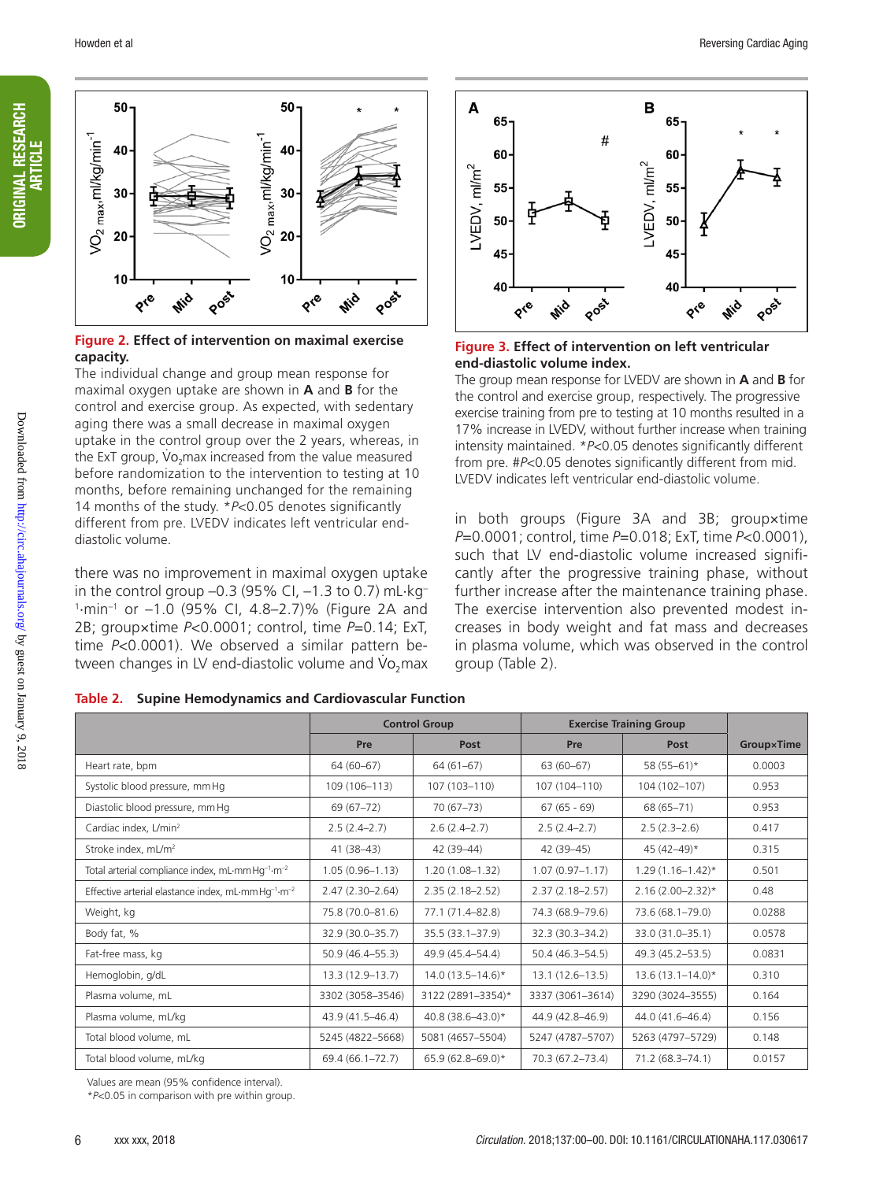**Figure 2. Effect of intervention on maximal exercise capacity.**
The individual change and group mean response for maximal oxygen uptake are shown in **A** and **B** for the control and exercise group. As expected, with sedentary aging there was a small decrease in maximal oxygen uptake in the control group over the 2 years, whereas, in the ExT group, $\dot{V}o_2$max increased from the value measured before randomization to the intervention to testing at 10 months, before remaining unchanged for the remaining 14 months of the study. \*$P<0.05$ denotes significantly different from pre. LVEDV indicates left ventricular end-diastolic volume.

**Figure 3. Effect of intervention on left ventricular end-diastolic volume index.**
The group mean response for LVEDV are shown in **A** and **B** for the control and exercise group, respectively. The progressive exercise training from pre to testing at 10 months resulted in a 17% increase in LVEDV, without further increase when training intensity maintained. \*$P<0.05$ denotes significantly different from pre. #$P<0.05$ denotes significantly different from mid. LVEDV indicates left ventricular end-diastolic volume.

there was no improvement in maximal oxygen uptake in the control group −0.3 (95% CI, −1.3 to 0.7) mL·kg$^{-1}$·min$^{-1}$ or −1.0 (95% CI, 4.8–2.7)% (Figure 2A and 2B; group×time $P<0.0001$; control, time $P=0.14$; ExT, time $P<0.0001$). We observed a similar pattern between changes in LV end-diastolic volume and $\dot{V}o_2$max in both groups (Figure 3A and 3B; group×time $P=0.0001$; control, time $P=0.018$; ExT, time $P<0.0001$), such that LV end-diastolic volume increased significantly after the progressive training phase, without further increase after the maintenance training phase. The exercise intervention also prevented modest increases in body weight and fat mass and decreases in plasma volume, which was observed in the control group (Table 2).

**Table 2. Supine Hemodynamics and Cardiovascular Function**

| | Control Group | | Exercise Training Group | | |
|---|---|---|---|---|---|
| | Pre | Post | Pre | Post | Group×Time |
| Heart rate, bpm | 64 (60–67) | 64 (61–67) | 63 (60–67) | 58 (55–61)* | 0.0003 |
| Systolic blood pressure, mm Hg | 109 (106–113) | 107 (103–110) | 107 (104–110) | 104 (102–107) | 0.953 |
| Diastolic blood pressure, mm Hg | 69 (67–72) | 70 (67–73) | 67 (65 - 69) | 68 (65–71) | 0.953 |
| Cardiac index, L/min$^2$ | 2.5 (2.4–2.7) | 2.6 (2.4–2.7) | 2.5 (2.4–2.7) | 2.5 (2.3–2.6) | 0.417 |
| Stroke index, mL/m$^2$ | 41 (38–43) | 42 (39–44) | 42 (39–45) | 45 (42–49)* | 0.315 |
| Total arterial compliance index, mL·mm Hg$^{-1}$·m$^{-2}$ | 1.05 (0.96–1.13) | 1.20 (1.08–1.32) | 1.07 (0.97–1.17) | 1.29 (1.16–1.42)* | 0.501 |
| Effective arterial elastance index, mL·mm Hg$^{-1}$·m$^{-2}$ | 2.47 (2.30–2.64) | 2.35 (2.18–2.52) | 2.37 (2.18–2.57) | 2.16 (2.00–2.32)* | 0.48 |
| Weight, kg | 75.8 (70.0–81.6) | 77.1 (71.4–82.8) | 74.3 (68.9–79.6) | 73.6 (68.1–79.0) | 0.0288 |
| Body fat, % | 32.9 (30.0–35.7) | 35.5 (33.1–37.9) | 32.3 (30.3–34.2) | 33.0 (31.0–35.1) | 0.0578 |
| Fat-free mass, kg | 50.9 (46.4–55.3) | 49.9 (45.4–54.4) | 50.4 (46.3–54.5) | 49.3 (45.2–53.5) | 0.0831 |
| Hemoglobin, g/dL | 13.3 (12.9–13.7) | 14.0 (13.5–14.6)* | 13.1 (12.6–13.5) | 13.6 (13.1–14.0)* | 0.310 |
| Plasma volume, mL | 3302 (3058–3546) | 3122 (2891–3354)* | 3337 (3061–3614) | 3290 (3024–3555) | 0.164 |
| Plasma volume, mL/kg | 43.9 (41.5–46.4) | 40.8 (38.6–43.0)* | 44.9 (42.8–46.9) | 44.0 (41.6–46.4) | 0.156 |
| Total blood volume, mL | 5245 (4822–5668) | 5081 (4657–5504) | 5247 (4787–5707) | 5263 (4797–5729) | 0.148 |
| Total blood volume, mL/kg | 69.4 (66.1–72.7) | 65.9 (62.8–69.0)* | 70.3 (67.2–73.4) | 71.2 (68.3–74.1) | 0.0157 |

Values are mean (95% confidence interval).
\*$P<0.05$ in comparison with pre within group.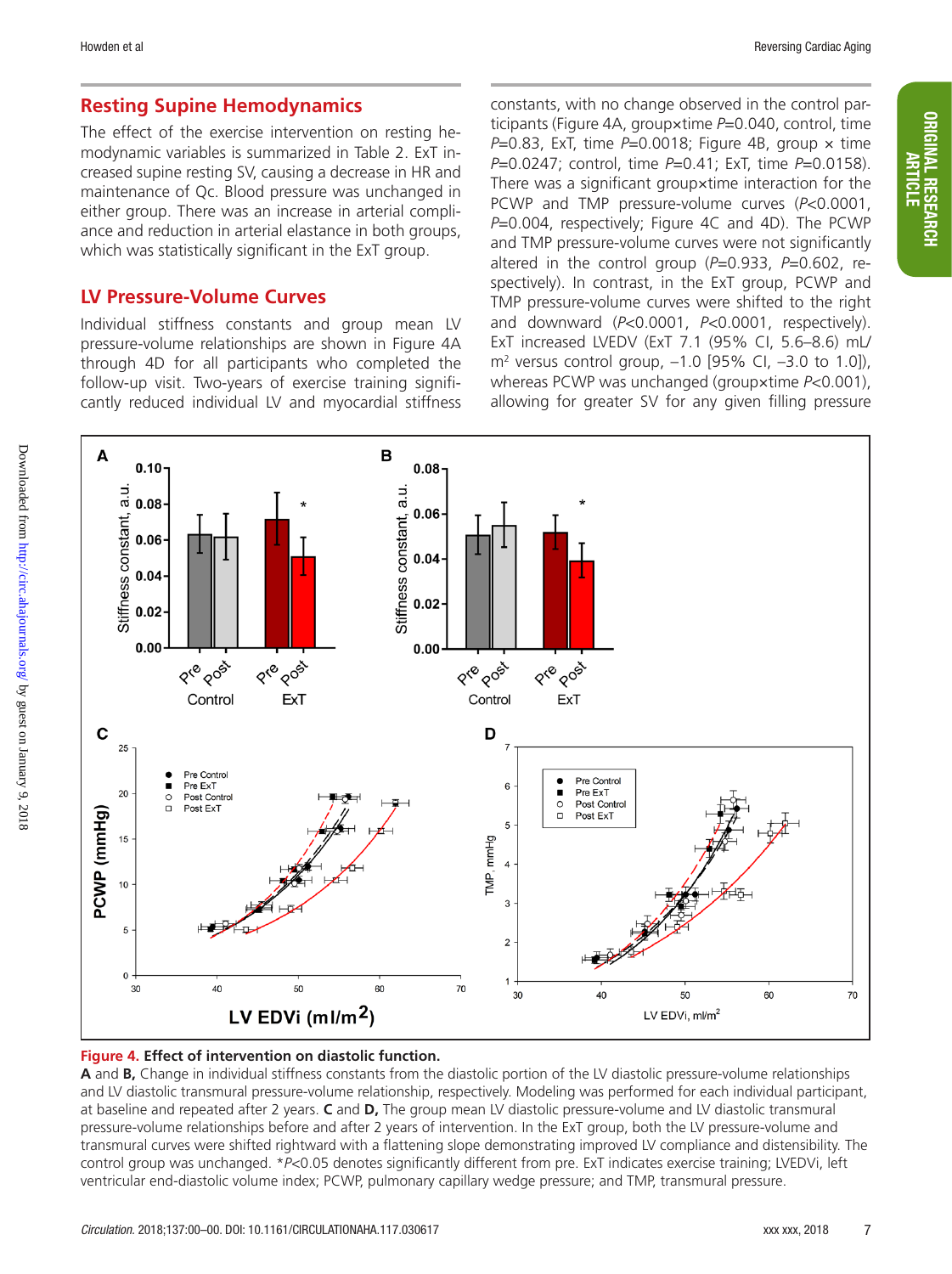## Resting Supine Hemodynamics

The effect of the exercise intervention on resting hemodynamic variables is summarized in Table 2. ExT increased supine resting SV, causing a decrease in HR and maintenance of Qc. Blood pressure was unchanged in either group. There was an increase in arterial compliance and reduction in arterial elastance in both groups, which was statistically significant in the ExT group.

## LV Pressure-Volume Curves

Individual stiffness constants and group mean LV pressure-volume relationships are shown in Figure 4A through 4D for all participants who completed the follow-up visit. Two-years of exercise training significantly reduced individual LV and myocardial stiffness constants, with no change observed in the control participants (Figure 4A, group×time $P$=0.040, control, time $P$=0.83, ExT, time $P$=0.0018; Figure 4B, group × time $P$=0.0247; control, time $P$=0.41; ExT, time $P$=0.0158). There was a significant group×time interaction for the PCWP and TMP pressure-volume curves ($P$<0.0001, $P$=0.004, respectively; Figure 4C and 4D). The PCWP and TMP pressure-volume curves were not significantly altered in the control group ($P$=0.933, $P$=0.602, respectively). In contrast, in the ExT group, PCWP and TMP pressure-volume curves were shifted to the right and downward ($P$<0.0001, $P$<0.0001, respectively). ExT increased LVEDV (ExT 7.1 (95% CI, 5.6–8.6) mL/m$^2$ versus control group, –1.0 [95% CI, –3.0 to 1.0]), whereas PCWP was unchanged (group×time $P$<0.001), allowing for greater SV for any given filling pressure

**Figure 4. Effect of intervention on diastolic function.**
**A** and **B,** Change in individual stiffness constants from the diastolic portion of the LV diastolic pressure-volume relationships and LV diastolic transmural pressure-volume relationship, respectively. Modeling was performed for each individual participant, at baseline and repeated after 2 years. **C** and **D,** The group mean LV diastolic pressure-volume and LV diastolic transmural pressure-volume relationships before and after 2 years of intervention. In the ExT group, both the LV pressure-volume and transmural curves were shifted rightward with a flattening slope demonstrating improved LV compliance and distensibility. The control group was unchanged. *$P$<0.05 denotes significantly different from pre. ExT indicates exercise training; LVEDVi, left ventricular end-diastolic volume index; PCWP, pulmonary capillary wedge pressure; and TMP, transmural pressure.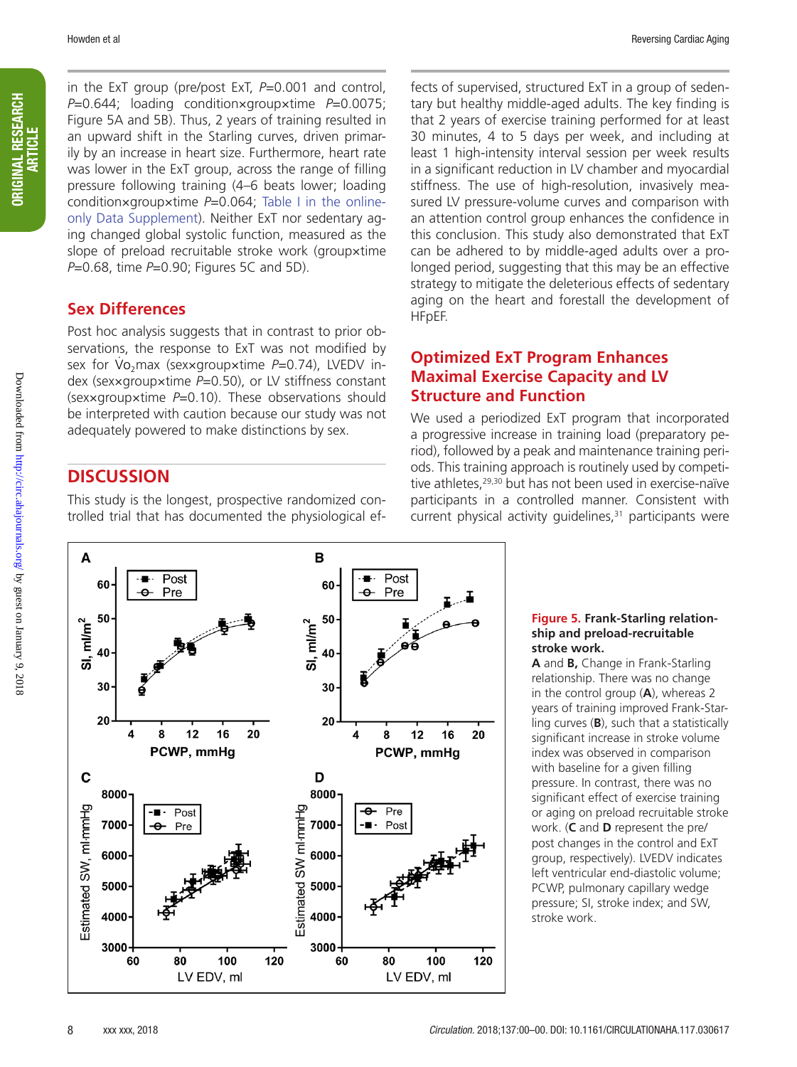in the ExT group (pre/post ExT, $P$=0.001 and control, $P$=0.644; loading condition×group×time $P$=0.0075; Figure 5A and 5B). Thus, 2 years of training resulted in an upward shift in the Starling curves, driven primarily by an increase in heart size. Furthermore, heart rate was lower in the ExT group, across the range of filling pressure following training (4–6 beats lower; loading condition×group×time $P$=0.064; Table I in the online-only Data Supplement). Neither ExT nor sedentary aging changed global systolic function, measured as the slope of preload recruitable stroke work (group×time $P$=0.68, time $P$=0.90; Figures 5C and 5D).

## Sex Differences

Post hoc analysis suggests that in contrast to prior observations, the response to ExT was not modified by sex for $\dot{V}O_2$max (sex×group×time $P$=0.74), LVEDV index (sex×group×time $P$=0.50), or LV stiffness constant (sex×group×time $P$=0.10). These observations should be interpreted with caution because our study was not adequately powered to make distinctions by sex.

# DISCUSSION

This study is the longest, prospective randomized controlled trial that has documented the physiological effects of supervised, structured ExT in a group of sedentary but healthy middle-aged adults. The key finding is that 2 years of exercise training performed for at least 30 minutes, 4 to 5 days per week, and including at least 1 high-intensity interval session per week results in a significant reduction in LV chamber and myocardial stiffness. The use of high-resolution, invasively measured LV pressure-volume curves and comparison with an attention control group enhances the confidence in this conclusion. This study also demonstrated that ExT can be adhered to by middle-aged adults over a prolonged period, suggesting that this may be an effective strategy to mitigate the deleterious effects of sedentary aging on the heart and forestall the development of HFpEF.

## Optimized ExT Program Enhances Maximal Exercise Capacity and LV Structure and Function

We used a periodized ExT program that incorporated a progressive increase in training load (preparatory period), followed by a peak and maintenance training periods. This training approach is routinely used by competitive athletes,[29,30] but has not been used in exercise-naïve participants in a controlled manner. Consistent with current physical activity guidelines,[31] participants were

**Figure 5.** **Frank-Starling relationship and preload-recruitable stroke work.**
**A** and **B,** Change in Frank-Starling relationship. There was no change in the control group (**A**), whereas 2 years of training improved Frank-Starling curves (**B**), such that a statistically significant increase in stroke volume index was observed in comparison with baseline for a given filling pressure. In contrast, there was no significant effect of exercise training or aging on preload recruitable stroke work. (**C** and **D** represent the pre/post changes in the control and ExT group, respectively). LVEDV indicates left ventricular end-diastolic volume; PCWP, pulmonary capillary wedge pressure; SI, stroke index; and SW, stroke work.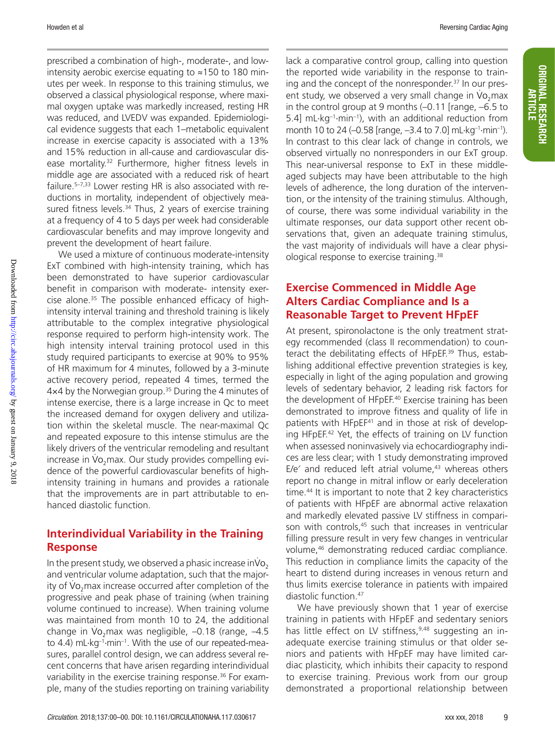prescribed a combination of high-, moderate-, and low-intensity aerobic exercise equating to ≈150 to 180 minutes per week. In response to this training stimulus, we observed a classical physiological response, where maximal oxygen uptake was markedly increased, resting HR was reduced, and LVEDV was expanded. Epidemiological evidence suggests that each 1–metabolic equivalent increase in exercise capacity is associated with a 13% and 15% reduction in all-cause and cardiovascular disease mortality.[32] Furthermore, higher fitness levels in middle age are associated with a reduced risk of heart failure.[5–7,33] Lower resting HR is also associated with reductions in mortality, independent of objectively measured fitness levels.[34] Thus, 2 years of exercise training at a frequency of 4 to 5 days per week had considerable cardiovascular benefits and may improve longevity and prevent the development of heart failure.

We used a mixture of continuous moderate-intensity ExT combined with high-intensity training, which has been demonstrated to have superior cardiovascular benefit in comparison with moderate- intensity exercise alone.[35] The possible enhanced efficacy of high-intensity interval training and threshold training is likely attributable to the complex integrative physiological response required to perform high-intensity work. The high intensity interval training protocol used in this study required participants to exercise at 90% to 95% of HR maximum for 4 minutes, followed by a 3-minute active recovery period, repeated 4 times, termed the 4×4 by the Norwegian group.[35] During the 4 minutes of intense exercise, there is a large increase in Qc to meet the increased demand for oxygen delivery and utilization within the skeletal muscle. The near-maximal Qc and repeated exposure to this intense stimulus are the likely drivers of the ventricular remodeling and resultant increase in $\dot{V}o_2$max. Our study provides compelling evidence of the powerful cardiovascular benefits of high-intensity training in humans and provides a rationale that the improvements are in part attributable to enhanced diastolic function.

## Interindividual Variability in the Training Response

In the present study, we observed a phasic increase in $\dot{V}o_2$ and ventricular volume adaptation, such that the majority of $\dot{V}o_2$max increase occurred after completion of the progressive and peak phase of training (when training volume continued to increase). When training volume was maintained from month 10 to 24, the additional change in $\dot{V}o_2$max was negligible, –0.18 (range, –4.5 to 4.4) mL·kg$^{-1}$·min$^{-1}$. With the use of our repeated-measures, parallel control design, we can address several recent concerns that have arisen regarding interindividual variability in the exercise training response.[36] For example, many of the studies reporting on training variability lack a comparative control group, calling into question the reported wide variability in the response to training and the concept of the nonresponder.[37] In our present study, we observed a very small change in $\dot{V}o_2$max in the control group at 9 months (–0.11 [range, –6.5 to 5.4] mL·kg$^{-1}$·min$^{-1}$), with an additional reduction from month 10 to 24 (–0.58 [range, –3.4 to 7.0] mL·kg$^{-1}$·min$^{-1}$). In contrast to this clear lack of change in controls, we observed virtually no nonresponders in our ExT group. This near-universal response to ExT in these middle-aged subjects may have been attributable to the high levels of adherence, the long duration of the intervention, or the intensity of the training stimulus. Although, of course, there was some individual variability in the ultimate responses, our data support other recent observations that, given an adequate training stimulus, the vast majority of individuals will have a clear physiological response to exercise training.[38]

## Exercise Commenced in Middle Age Alters Cardiac Compliance and Is a Reasonable Target to Prevent HFpEF

At present, spironolactone is the only treatment strategy recommended (class II recommendation) to counteract the debilitating effects of HFpEF.[39] Thus, establishing additional effective prevention strategies is key, especially in light of the aging population and growing levels of sedentary behavior, 2 leading risk factors for the development of HFpEF.[40] Exercise training has been demonstrated to improve fitness and quality of life in patients with HFpEF[41] and in those at risk of developing HFpEF.[42] Yet, the effects of training on LV function when assessed noninvasively via echocardiography indices are less clear; with 1 study demonstrating improved E/e′ and reduced left atrial volume,[43] whereas others report no change in mitral inflow or early deceleration time.[44] It is important to note that 2 key characteristics of patients with HFpEF are abnormal active relaxation and markedly elevated passive LV stiffness in comparison with controls,[45] such that increases in ventricular filling pressure result in very few changes in ventricular volume,[46] demonstrating reduced cardiac compliance. This reduction in compliance limits the capacity of the heart to distend during increases in venous return and thus limits exercise tolerance in patients with impaired diastolic function.[47]

We have previously shown that 1 year of exercise training in patients with HFpEF and sedentary seniors has little effect on LV stiffness,[9,48] suggesting an inadequate exercise training stimulus or that older seniors and patients with HFpEF may have limited cardiac plasticity, which inhibits their capacity to respond to exercise training. Previous work from our group demonstrated a proportional relationship between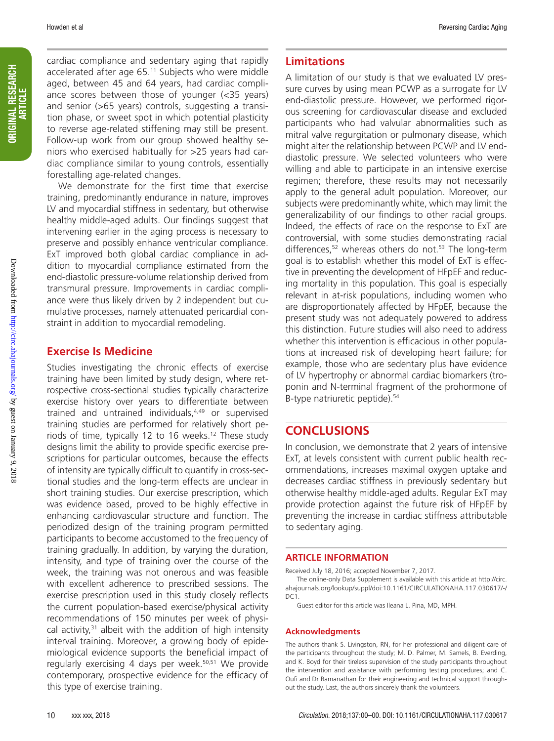cardiac compliance and sedentary aging that rapidly accelerated after age 65.[11] Subjects who were middle aged, between 45 and 64 years, had cardiac compliance scores between those of younger (<35 years) and senior (>65 years) controls, suggesting a transition phase, or sweet spot in which potential plasticity to reverse age-related stiffening may still be present. Follow-up work from our group showed healthy seniors who exercised habitually for >25 years had cardiac compliance similar to young controls, essentially forestalling age-related changes.

We demonstrate for the first time that exercise training, predominantly endurance in nature, improves LV and myocardial stiffness in sedentary, but otherwise healthy middle-aged adults. Our findings suggest that intervening earlier in the aging process is necessary to preserve and possibly enhance ventricular compliance. ExT improved both global cardiac compliance in addition to myocardial compliance estimated from the end-diastolic pressure-volume relationship derived from transmural pressure. Improvements in cardiac compliance were thus likely driven by 2 independent but cumulative processes, namely attenuated pericardial constraint in addition to myocardial remodeling.

## Exercise Is Medicine

Studies investigating the chronic effects of exercise training have been limited by study design, where retrospective cross-sectional studies typically characterize exercise history over years to differentiate between trained and untrained individuals,[4,49] or supervised training studies are performed for relatively short periods of time, typically 12 to 16 weeks.[12] These study designs limit the ability to provide specific exercise prescriptions for particular outcomes, because the effects of intensity are typically difficult to quantify in cross-sectional studies and the long-term effects are unclear in short training studies. Our exercise prescription, which was evidence based, proved to be highly effective in enhancing cardiovascular structure and function. The periodized design of the training program permitted participants to become accustomed to the frequency of training gradually. In addition, by varying the duration, intensity, and type of training over the course of the week, the training was not onerous and was feasible with excellent adherence to prescribed sessions. The exercise prescription used in this study closely reflects the current population-based exercise/physical activity recommendations of 150 minutes per week of physical activity,[31] albeit with the addition of high intensity interval training. Moreover, a growing body of epidemiological evidence supports the beneficial impact of regularly exercising 4 days per week.[50,51] We provide contemporary, prospective evidence for the efficacy of this type of exercise training.

## Limitations

A limitation of our study is that we evaluated LV pressure curves by using mean PCWP as a surrogate for LV end-diastolic pressure. However, we performed rigorous screening for cardiovascular disease and excluded participants who had valvular abnormalities such as mitral valve regurgitation or pulmonary disease, which might alter the relationship between PCWP and LV end-diastolic pressure. We selected volunteers who were willing and able to participate in an intensive exercise regimen; therefore, these results may not necessarily apply to the general adult population. Moreover, our subjects were predominantly white, which may limit the generalizability of our findings to other racial groups. Indeed, the effects of race on the response to ExT are controversial, with some studies demonstrating racial differences,[52] whereas others do not.[53] The long-term goal is to establish whether this model of ExT is effective in preventing the development of HFpEF and reducing mortality in this population. This goal is especially relevant in at-risk populations, including women who are disproportionately affected by HFpEF, because the present study was not adequately powered to address this distinction. Future studies will also need to address whether this intervention is efficacious in other populations at increased risk of developing heart failure; for example, those who are sedentary plus have evidence of LV hypertrophy or abnormal cardiac biomarkers (troponin and N-terminal fragment of the prohormone of B-type natriuretic peptide).[54]

# CONCLUSIONS

In conclusion, we demonstrate that 2 years of intensive ExT, at levels consistent with current public health recommendations, increases maximal oxygen uptake and decreases cardiac stiffness in previously sedentary but otherwise healthy middle-aged adults. Regular ExT may provide protection against the future risk of HFpEF by preventing the increase in cardiac stiffness attributable to sedentary aging.

## ARTICLE INFORMATION

Received July 18, 2016; accepted November 7, 2017.

The online-only Data Supplement is available with this article at http://circ.ahajournals.org/lookup/suppl/doi:10.1161/CIRCULATIONAHA.117.030617/-/DC1.

Guest editor for this article was Ileana L. Pina, MD, MPH.

### Acknowledgments

The authors thank S. Livingston, RN, for her professional and diligent care of the participants throughout the study; M. D. Palmer, M. Samels, B. Everding, and K. Boyd for their tireless supervision of the study participants throughout the intervention and assistance with performing testing procedures; and C. Oufi and Dr Ramanathan for their engineering and technical support throughout the study. Last, the authors sincerely thank the volunteers.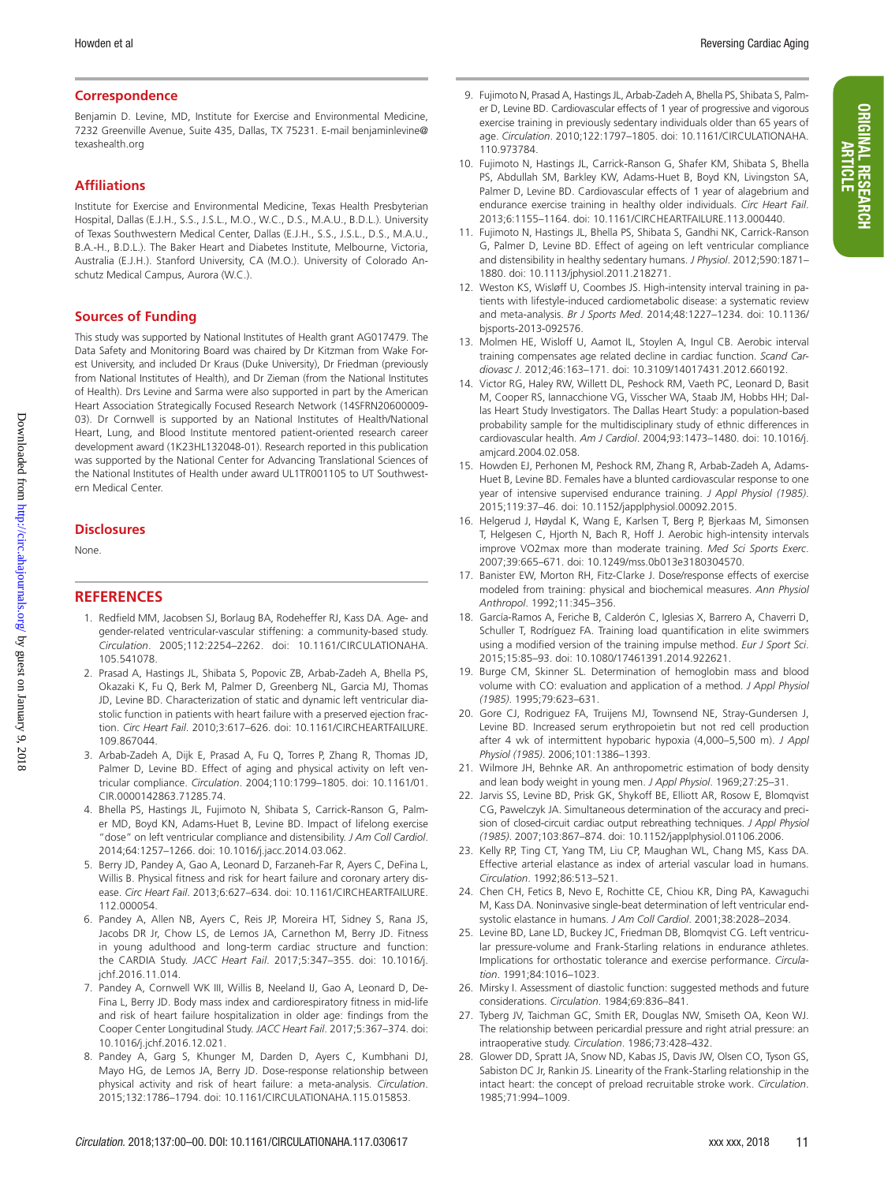## Correspondence

Benjamin D. Levine, MD, Institute for Exercise and Environmental Medicine, 7232 Greenville Avenue, Suite 435, Dallas, TX 75231. E-mail benjaminlevine@texashealth.org

## Affiliations

Institute for Exercise and Environmental Medicine, Texas Health Presbyterian Hospital, Dallas (E.J.H., S.S., J.S.L., M.O., W.C., D.S., M.A.U., B.D.L.). University of Texas Southwestern Medical Center, Dallas (E.J.H., S.S., J.S.L., D.S., M.A.U., B.A.-H., B.D.L.). The Baker Heart and Diabetes Institute, Melbourne, Victoria, Australia (E.J.H.). Stanford University, CA (M.O.). University of Colorado Anschutz Medical Campus, Aurora (W.C.).

## Sources of Funding

This study was supported by National Institutes of Health grant AG017479. The Data Safety and Monitoring Board was chaired by Dr Kitzman from Wake Forest University, and included Dr Kraus (Duke University), Dr Friedman (previously from National Institutes of Health), and Dr Zieman (from the National Institutes of Health). Drs Levine and Sarma were also supported in part by the American Heart Association Strategically Focused Research Network (14SFRN20600009-03). Dr Cornwell is supported by an National Institutes of Health/National Heart, Lung, and Blood Institute mentored patient-oriented research career development award (1K23HL132048-01). Research reported in this publication was supported by the National Center for Advancing Translational Sciences of the National Institutes of Health under award UL1TR001105 to UT Southwestern Medical Center.

## Disclosures

None.

## REFERENCES

1. Redfield MM, Jacobsen SJ, Borlaug BA, Rodeheffer RJ, Kass DA. Age- and gender-related ventricular-vascular stiffening: a community-based study. *Circulation*. 2005;112:2254–2262. doi: 10.1161/CIRCULATIONAHA.105.541078.
2. Prasad A, Hastings JL, Shibata S, Popovic ZB, Arbab-Zadeh A, Bhella PS, Okazaki K, Fu Q, Berk M, Palmer D, Greenberg NL, Garcia MJ, Thomas JD, Levine BD. Characterization of static and dynamic left ventricular diastolic function in patients with heart failure with a preserved ejection fraction. *Circ Heart Fail*. 2010;3:617–626. doi: 10.1161/CIRCHEARTFAILURE.109.867044.
3. Arbab-Zadeh A, Dijk E, Prasad A, Fu Q, Torres P, Zhang R, Thomas JD, Palmer D, Levine BD. Effect of aging and physical activity on left ventricular compliance. *Circulation*. 2004;110:1799–1805. doi: 10.1161/01.CIR.0000142863.71285.74.
4. Bhella PS, Hastings JL, Fujimoto N, Shibata S, Carrick-Ranson G, Palmer MD, Boyd KN, Adams-Huet B, Levine BD. Impact of lifelong exercise "dose" on left ventricular compliance and distensibility. *J Am Coll Cardiol*. 2014;64:1257–1266. doi: 10.1016/j.jacc.2014.03.062.
5. Berry JD, Pandey A, Gao A, Leonard D, Farzaneh-Far R, Ayers C, DeFina L, Willis B. Physical fitness and risk for heart failure and coronary artery disease. *Circ Heart Fail*. 2013;6:627–634. doi: 10.1161/CIRCHEARTFAILURE.112.000054.
6. Pandey A, Allen NB, Ayers C, Reis JP, Moreira HT, Sidney S, Rana JS, Jacobs DR Jr, Chow LS, de Lemos JA, Carnethon M, Berry JD. Fitness in young adulthood and long-term cardiac structure and function: the CARDIA Study. *JACC Heart Fail*. 2017;5:347–355. doi: 10.1016/j.jchf.2016.11.014.
7. Pandey A, Cornwell WK III, Willis B, Neeland IJ, Gao A, Leonard D, DeFina L, Berry JD. Body mass index and cardiorespiratory fitness in mid-life and risk of heart failure hospitalization in older age: findings from the Cooper Center Longitudinal Study. *JACC Heart Fail*. 2017;5:367–374. doi: 10.1016/j.jchf.2016.12.021.
8. Pandey A, Garg S, Khunger M, Darden D, Ayers C, Kumbhani DJ, Mayo HG, de Lemos JA, Berry JD. Dose-response relationship between physical activity and risk of heart failure: a meta-analysis. *Circulation*. 2015;132:1786–1794. doi: 10.1161/CIRCULATIONAHA.115.015853.
9. Fujimoto N, Prasad A, Hastings JL, Arbab-Zadeh A, Bhella PS, Shibata S, Palmer D, Levine BD. Cardiovascular effects of 1 year of progressive and vigorous exercise training in previously sedentary individuals older than 65 years of age. *Circulation*. 2010;122:1797–1805. doi: 10.1161/CIRCULATIONAHA.110.973784.
10. Fujimoto N, Hastings JL, Carrick-Ranson G, Shafer KM, Shibata S, Bhella PS, Abdullah SM, Barkley KW, Adams-Huet B, Boyd KN, Livingston SA, Palmer D, Levine BD. Cardiovascular effects of 1 year of alagebrium and endurance exercise training in healthy older individuals. *Circ Heart Fail*. 2013;6:1155–1164. doi: 10.1161/CIRCHEARTFAILURE.113.000440.
11. Fujimoto N, Hastings JL, Bhella PS, Shibata S, Gandhi NK, Carrick-Ranson G, Palmer D, Levine BD. Effect of ageing on left ventricular compliance and distensibility in healthy sedentary humans. *J Physiol*. 2012;590:1871–1880. doi: 10.1113/jphysiol.2011.218271.
12. Weston KS, Wisløff U, Coombes JS. High-intensity interval training in patients with lifestyle-induced cardiometabolic disease: a systematic review and meta-analysis. *Br J Sports Med*. 2014;48:1227–1234. doi: 10.1136/bjsports-2013-092576.
13. Molmen HE, Wisloff U, Aamot IL, Stoylen A, Ingul CB. Aerobic interval training compensates age related decline in cardiac function. *Scand Cardiovasc J*. 2012;46:163–171. doi: 10.3109/14017431.2012.660192.
14. Victor RG, Haley RW, Willett DL, Peshock RM, Vaeth PC, Leonard D, Basit M, Cooper RS, Iannacchione VG, Visscher WA, Staab JM, Hobbs HH; Dallas Heart Study Investigators. The Dallas Heart Study: a population-based probability sample for the multidisciplinary study of ethnic differences in cardiovascular health. *Am J Cardiol*. 2004;93:1473–1480. doi: 10.1016/j.amjcard.2004.02.058.
15. Howden EJ, Perhonen M, Peshock RM, Zhang R, Arbab-Zadeh A, Adams-Huet B, Levine BD. Females have a blunted cardiovascular response to one year of intensive supervised endurance training. *J Appl Physiol (1985)*. 2015;119:37–46. doi: 10.1152/japplphysiol.00092.2015.
16. Helgerud J, Høydal K, Wang E, Karlsen T, Berg P, Bjerkaas M, Simonsen T, Helgesen C, Hjorth N, Bach R, Hoff J. Aerobic high-intensity intervals improve VO2max more than moderate training. *Med Sci Sports Exerc*. 2007;39:665–671. doi: 10.1249/mss.0b013e3180304570.
17. Banister EW, Morton RH, Fitz-Clarke J. Dose/response effects of exercise modeled from training: physical and biochemical measures. *Ann Physiol Anthropol*. 1992;11:345–356.
18. García-Ramos A, Feriche B, Calderón C, Iglesias X, Barrero A, Chaverri D, Schuller T, Rodríguez FA. Training load quantification in elite swimmers using a modified version of the training impulse method. *Eur J Sport Sci*. 2015;15:85–93. doi: 10.1080/17461391.2014.922621.
19. Burge CM, Skinner SL. Determination of hemoglobin mass and blood volume with CO: evaluation and application of a method. *J Appl Physiol (1985)*. 1995;79:623–631.
20. Gore CJ, Rodriguez FA, Truijens MJ, Townsend NE, Stray-Gundersen J, Levine BD. Increased serum erythropoietin but not red cell production after 4 wk of intermittent hypobaric hypoxia (4,000–5,500 m). *J Appl Physiol (1985)*. 2006;101:1386–1393.
21. Wilmore JH, Behnke AR. An anthropometric estimation of body density and lean body weight in young men. *J Appl Physiol*. 1969;27:25–31.
22. Jarvis SS, Levine BD, Prisk GK, Shykoff BE, Elliott AR, Rosow E, Blomqvist CG, Pawelczyk JA. Simultaneous determination of the accuracy and precision of closed-circuit cardiac output rebreathing techniques. *J Appl Physiol (1985)*. 2007;103:867–874. doi: 10.1152/japplphysiol.01106.2006.
23. Kelly RP, Ting CT, Yang TM, Liu CP, Maughan WL, Chang MS, Kass DA. Effective arterial elastance as index of arterial vascular load in humans. *Circulation*. 1992;86:513–521.
24. Chen CH, Fetics B, Nevo E, Rochitte CE, Chiou KR, Ding PA, Kawaguchi M, Kass DA. Noninvasive single-beat determination of left ventricular end-systolic elastance in humans. *J Am Coll Cardiol*. 2001;38:2028–2034.
25. Levine BD, Lane LD, Buckey JC, Friedman DB, Blomqvist CG. Left ventricular pressure-volume and Frank-Starling relations in endurance athletes. Implications for orthostatic tolerance and exercise performance. *Circulation*. 1991;84:1016–1023.
26. Mirsky I. Assessment of diastolic function: suggested methods and future considerations. *Circulation*. 1984;69:836–841.
27. Tyberg JV, Taichman GC, Smith ER, Douglas NW, Smiseth OA, Keon WJ. The relationship between pericardial pressure and right atrial pressure: an intraoperative study. *Circulation*. 1986;73:428–432.
28. Glower DD, Spratt JA, Snow ND, Kabas JS, Davis JW, Olsen CO, Tyson GS, Sabiston DC Jr, Rankin JS. Linearity of the Frank-Starling relationship in the intact heart: the concept of preload recruitable stroke work. *Circulation*. 1985;71:994–1009.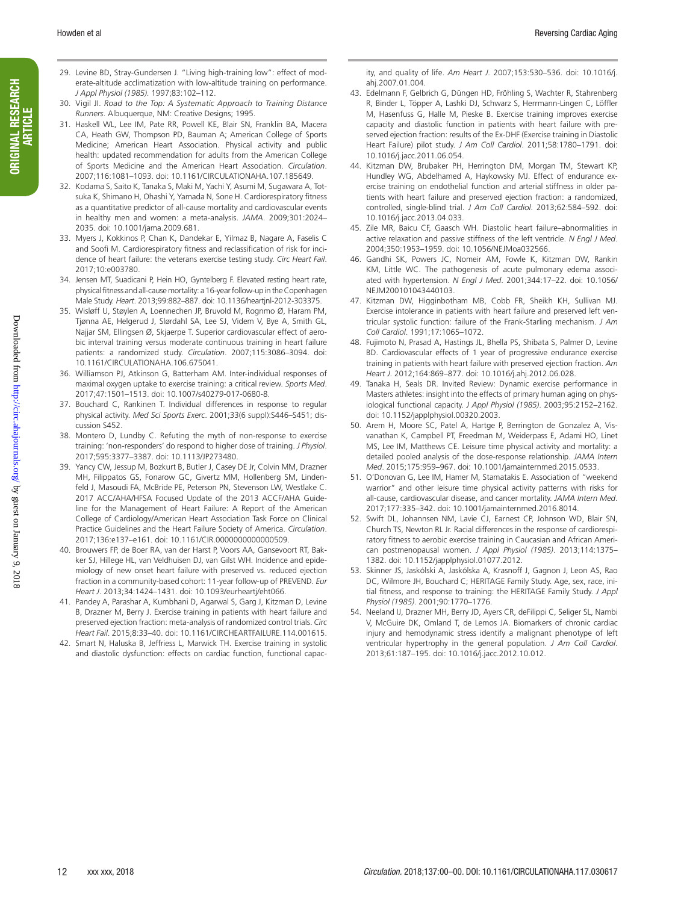29. Levine BD, Stray-Gundersen J. "Living high-training low": effect of moderate-altitude acclimatization with low-altitude training on performance. *J Appl Physiol (1985)*. 1997;83:102–112.
30. Vigil JI. *Road to the Top: A Systematic Approach to Training Distance Runners*. Albuquerque, NM: Creative Designs; 1995.
31. Haskell WL, Lee IM, Pate RR, Powell KE, Blair SN, Franklin BA, Macera CA, Heath GW, Thompson PD, Bauman A; American College of Sports Medicine; American Heart Association. Physical activity and public health: updated recommendation for adults from the American College of Sports Medicine and the American Heart Association. *Circulation*. 2007;116:1081–1093. doi: 10.1161/CIRCULATIONAHA.107.185649.
32. Kodama S, Saito K, Tanaka S, Maki M, Yachi Y, Asumi M, Sugawara A, Totsuka K, Shimano H, Ohashi Y, Yamada N, Sone H. Cardiorespiratory fitness as a quantitative predictor of all-cause mortality and cardiovascular events in healthy men and women: a meta-analysis. *JAMA*. 2009;301:2024–2035. doi: 10.1001/jama.2009.681.
33. Myers J, Kokkinos P, Chan K, Dandekar E, Yilmaz B, Nagare A, Faselis C and Soofi M. Cardiorespiratory fitness and reclassification of risk for incidence of heart failure: the veterans exercise testing study. *Circ Heart Fail*. 2017;10:e003780.
34. Jensen MT, Suadicani P, Hein HO, Gyntelberg F. Elevated resting heart rate, physical fitness and all-cause mortality: a 16-year follow-up in the Copenhagen Male Study. *Heart*. 2013;99:882–887. doi: 10.1136/heartjnl-2012-303375.
35. Wisløff U, Støylen A, Loennechen JP, Bruvold M, Rognmo Ø, Haram PM, Tjønna AE, Helgerud J, Slørdahl SA, Lee SJ, Videm V, Bye A, Smith GL, Najjar SM, Ellingsen Ø, Skjaerpe T. Superior cardiovascular effect of aerobic interval training versus moderate continuous training in heart failure patients: a randomized study. *Circulation*. 2007;115:3086–3094. doi: 10.1161/CIRCULATIONAHA.106.675041.
36. Williamson PJ, Atkinson G, Batterham AM. Inter-individual responses of maximal oxygen uptake to exercise training: a critical review. *Sports Med*. 2017;47:1501–1513. doi: 10.1007/s40279-017-0680-8.
37. Bouchard C, Rankinen T. Individual differences in response to regular physical activity. *Med Sci Sports Exerc*. 2001;33(6 suppl):S446–S451; discussion S452.
38. Montero D, Lundby C. Refuting the myth of non-response to exercise training: 'non-responders' do respond to higher dose of training. *J Physiol*. 2017;595:3377–3387. doi: 10.1113/JP273480.
39. Yancy CW, Jessup M, Bozkurt B, Butler J, Casey DE Jr, Colvin MM, Drazner MH, Filippatos GS, Fonarow GC, Givertz MM, Hollenberg SM, Lindenfeld J, Masoudi FA, McBride PE, Peterson PN, Stevenson LW, Westlake C. 2017 ACC/AHA/HFSA Focused Update of the 2013 ACCF/AHA Guideline for the Management of Heart Failure: A Report of the American College of Cardiology/American Heart Association Task Force on Clinical Practice Guidelines and the Heart Failure Society of America. *Circulation*. 2017;136:e137–e161. doi: 10.1161/CIR.0000000000000509.
40. Brouwers FP, de Boer RA, van der Harst P, Voors AA, Gansevoort RT, Bakker SJ, Hillege HL, van Veldhuisen DJ, van Gilst WH. Incidence and epidemiology of new onset heart failure with preserved vs. reduced ejection fraction in a community-based cohort: 11-year follow-up of PREVEND. *Eur Heart J*. 2013;34:1424–1431. doi: 10.1093/eurheartj/eht066.
41. Pandey A, Parashar A, Kumbhani D, Agarwal S, Garg J, Kitzman D, Levine B, Drazner M, Berry J. Exercise training in patients with heart failure and preserved ejection fraction: meta-analysis of randomized control trials. *Circ Heart Fail*. 2015;8:33–40. doi: 10.1161/CIRCHEARTFAILURE.114.001615.
42. Smart N, Haluska B, Jeffriess L, Marwick TH. Exercise training in systolic and diastolic dysfunction: effects on cardiac function, functional capacity, and quality of life. *Am Heart J*. 2007;153:530–536. doi: 10.1016/j.ahj.2007.01.004.
43. Edelmann F, Gelbrich G, Düngen HD, Fröhling S, Wachter R, Stahrenberg R, Binder L, Töpper A, Lashki DJ, Schwarz S, Herrmann-Lingen C, Löffler M, Hasenfuss G, Halle M, Pieske B. Exercise training improves exercise capacity and diastolic function in patients with heart failure with preserved ejection fraction: results of the Ex-DHF (Exercise training in Diastolic Heart Failure) pilot study. *J Am Coll Cardiol*. 2011;58:1780–1791. doi: 10.1016/j.jacc.2011.06.054.
44. Kitzman DW, Brubaker PH, Herrington DM, Morgan TM, Stewart KP, Hundley WG, Abdelhamed A, Haykowsky MJ. Effect of endurance exercise training on endothelial function and arterial stiffness in older patients with heart failure and preserved ejection fraction: a randomized, controlled, single-blind trial. *J Am Coll Cardiol*. 2013;62:584–592. doi: 10.1016/j.jacc.2013.04.033.
45. Zile MR, Baicu CF, Gaasch WH. Diastolic heart failure–abnormalities in active relaxation and passive stiffness of the left ventricle. *N Engl J Med*. 2004;350:1953–1959. doi: 10.1056/NEJMoa032566.
46. Gandhi SK, Powers JC, Nomeir AM, Fowle K, Kitzman DW, Rankin KM, Little WC. The pathogenesis of acute pulmonary edema associated with hypertension. *N Engl J Med*. 2001;344:17–22. doi: 10.1056/NEJM200101043440103.
47. Kitzman DW, Higginbotham MB, Cobb FR, Sheikh KH, Sullivan MJ. Exercise intolerance in patients with heart failure and preserved left ventricular systolic function: failure of the Frank-Starling mechanism. *J Am Coll Cardiol*. 1991;17:1065–1072.
48. Fujimoto N, Prasad A, Hastings JL, Bhella PS, Shibata S, Palmer D, Levine BD. Cardiovascular effects of 1 year of progressive endurance exercise training in patients with heart failure with preserved ejection fraction. *Am Heart J*. 2012;164:869–877. doi: 10.1016/j.ahj.2012.06.028.
49. Tanaka H, Seals DR. Invited Review: Dynamic exercise performance in Masters athletes: insight into the effects of primary human aging on physiological functional capacity. *J Appl Physiol (1985)*. 2003;95:2152–2162. doi: 10.1152/japplphysiol.00320.2003.
50. Arem H, Moore SC, Patel A, Hartge P, Berrington de Gonzalez A, Visvanathan K, Campbell PT, Freedman M, Weiderpass E, Adami HO, Linet MS, Lee IM, Matthews CE. Leisure time physical activity and mortality: a detailed pooled analysis of the dose-response relationship. *JAMA Intern Med*. 2015;175:959–967. doi: 10.1001/jamainternmed.2015.0533.
51. O'Donovan G, Lee IM, Hamer M, Stamatakis E. Association of "weekend warrior" and other leisure time physical activity patterns with risks for all-cause, cardiovascular disease, and cancer mortality. *JAMA Intern Med*. 2017;177:335–342. doi: 10.1001/jamainternmed.2016.8014.
52. Swift DL, Johannsen NM, Lavie CJ, Earnest CP, Johnson WD, Blair SN, Church TS, Newton RL Jr. Racial differences in the response of cardiorespiratory fitness to aerobic exercise training in Caucasian and African American postmenopausal women. *J Appl Physiol (1985)*. 2013;114:1375–1382. doi: 10.1152/japplphysiol.01077.2012.
53. Skinner JS, Jaskólski A, Jaskólska A, Krasnoff J, Gagnon J, Leon AS, Rao DC, Wilmore JH, Bouchard C; HERITAGE Family Study. Age, sex, race, initial fitness, and response to training: the HERITAGE Family Study. *J Appl Physiol (1985)*. 2001;90:1770–1776.
54. Neeland IJ, Drazner MH, Berry JD, Ayers CR, deFilippi C, Seliger SL, Nambi V, McGuire DK, Omland T, de Lemos JA. Biomarkers of chronic cardiac injury and hemodynamic stress identify a malignant phenotype of left ventricular hypertrophy in the general population. *J Am Coll Cardiol*. 2013;61:187–195. doi: 10.1016/j.jacc.2012.10.012.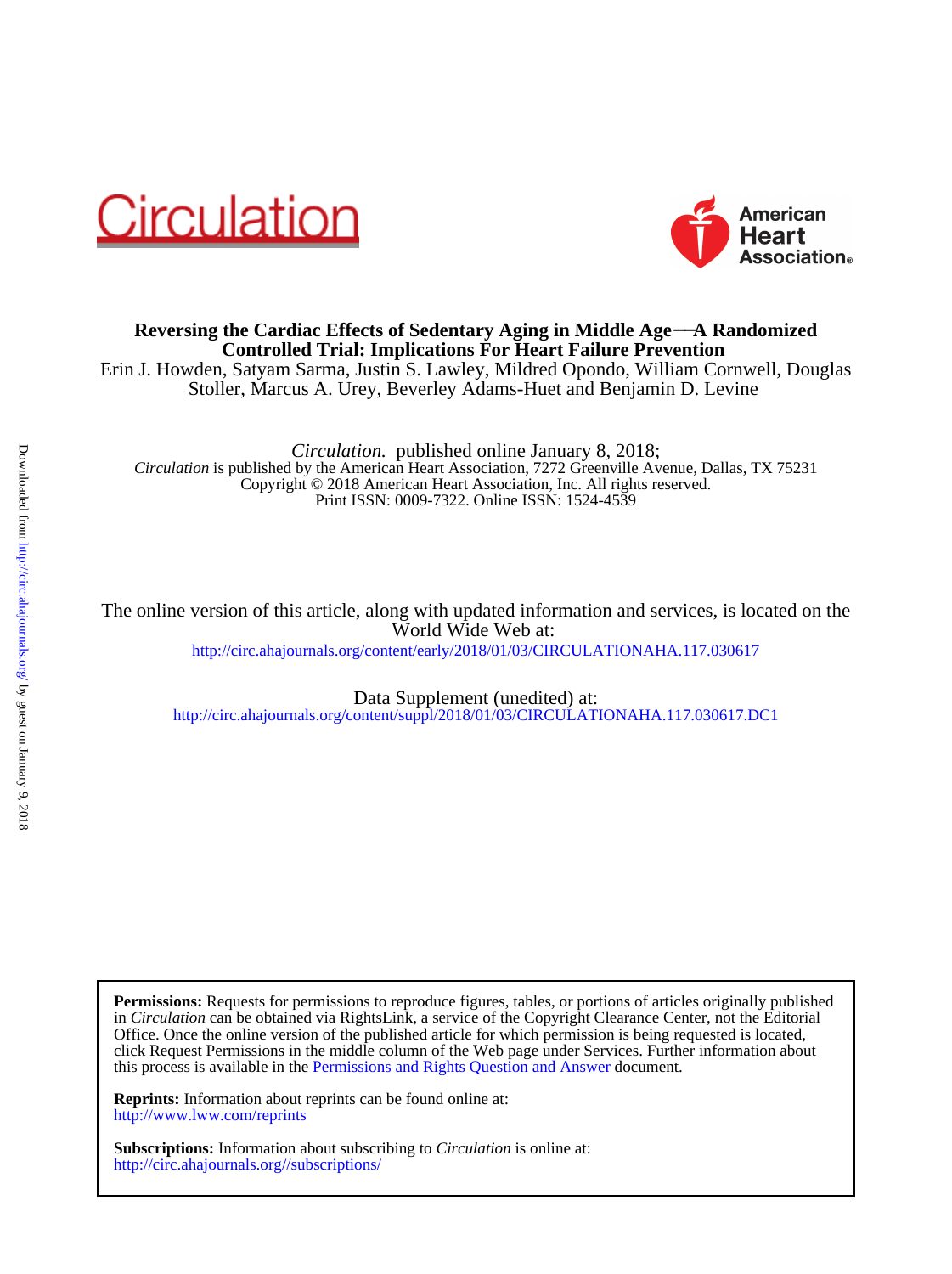**Reversing the Cardiac Effects of Sedentary Aging in Middle Age—A Randomized Controlled Trial: Implications For Heart Failure Prevention**

Erin J. Howden, Satyam Sarma, Justin S. Lawley, Mildred Opondo, William Cornwell, Douglas Stoller, Marcus A. Urey, Beverley Adams-Huet and Benjamin D. Levine

*Circulation.* published online January 8, 2018;

*Circulation* is published by the American Heart Association, 7272 Greenville Avenue, Dallas, TX 75231
Copyright © 2018 American Heart Association, Inc. All rights reserved.
Print ISSN: 0009-7322. Online ISSN: 1524-4539

The online version of this article, along with updated information and services, is located on the World Wide Web at:
http://circ.ahajournals.org/content/early/2018/01/03/CIRCULATIONAHA.117.030617

Data Supplement (unedited) at:
http://circ.ahajournals.org/content/suppl/2018/01/03/CIRCULATIONAHA.117.030617.DC1

**Permissions:** Requests for permissions to reproduce figures, tables, or portions of articles originally published in *Circulation* can be obtained via RightsLink, a service of the Copyright Clearance Center, not the Editorial Office. Once the online version of the published article for which permission is being requested is located, click Request Permissions in the middle column of the Web page under Services. Further information about this process is available in the Permissions and Rights Question and Answer document.

**Reprints:** Information about reprints can be found online at:
http://www.lww.com/reprints

**Subscriptions:** Information about subscribing to *Circulation* is online at:
http://circ.ahajournals.org//subscriptions/

Downloaded from http://circ.ahajournals.org/ by guest on January 9, 2018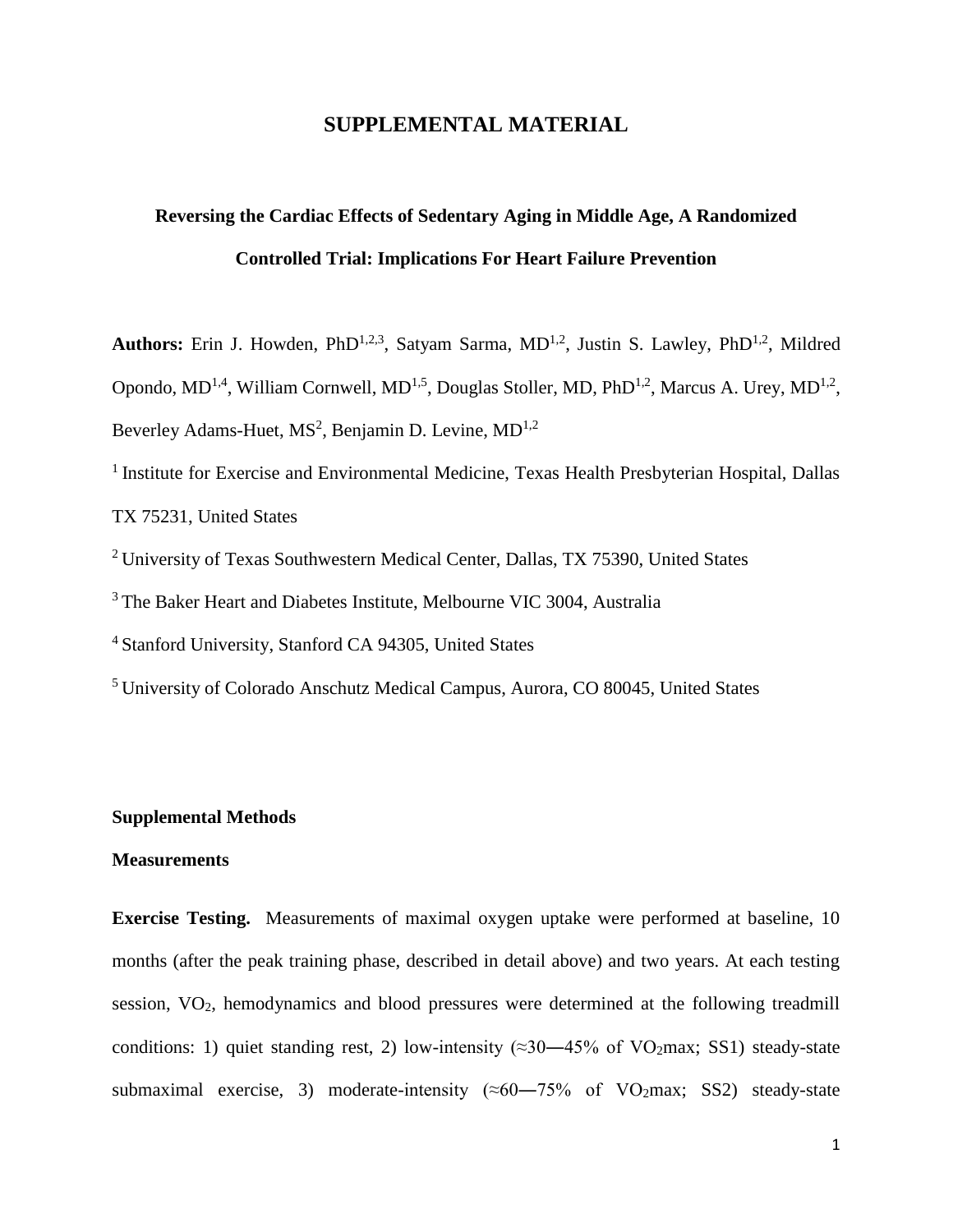# SUPPLEMENTAL MATERIAL

## Reversing the Cardiac Effects of Sedentary Aging in Middle Age, A Randomized Controlled Trial: Implications For Heart Failure Prevention

**Authors:** Erin J. Howden, PhD[1,2,3], Satyam Sarma, MD[1,2], Justin S. Lawley, PhD[1,2], Mildred Opondo, MD[1,4], William Cornwell, MD[1,5], Douglas Stoller, MD, PhD[1,2], Marcus A. Urey, MD[1,2], Beverley Adams-Huet, MS[2], Benjamin D. Levine, MD[1,2]

[1] Institute for Exercise and Environmental Medicine, Texas Health Presbyterian Hospital, Dallas TX 75231, United States

[2] University of Texas Southwestern Medical Center, Dallas, TX 75390, United States

[3] The Baker Heart and Diabetes Institute, Melbourne VIC 3004, Australia

[4] Stanford University, Stanford CA 94305, United States

[5] University of Colorado Anschutz Medical Campus, Aurora, CO 80045, United States

### Supplemental Methods

### Measurements

**Exercise Testing.** Measurements of maximal oxygen uptake were performed at baseline, 10 months (after the peak training phase, described in detail above) and two years. At each testing session, $VO_2$, hemodynamics and blood pressures were determined at the following treadmill conditions: 1) quiet standing rest, 2) low-intensity (≈30―45% of $VO_2max$; SS1) steady-state submaximal exercise, 3) moderate-intensity (≈60―75% of $VO_2max$; SS2) steady-state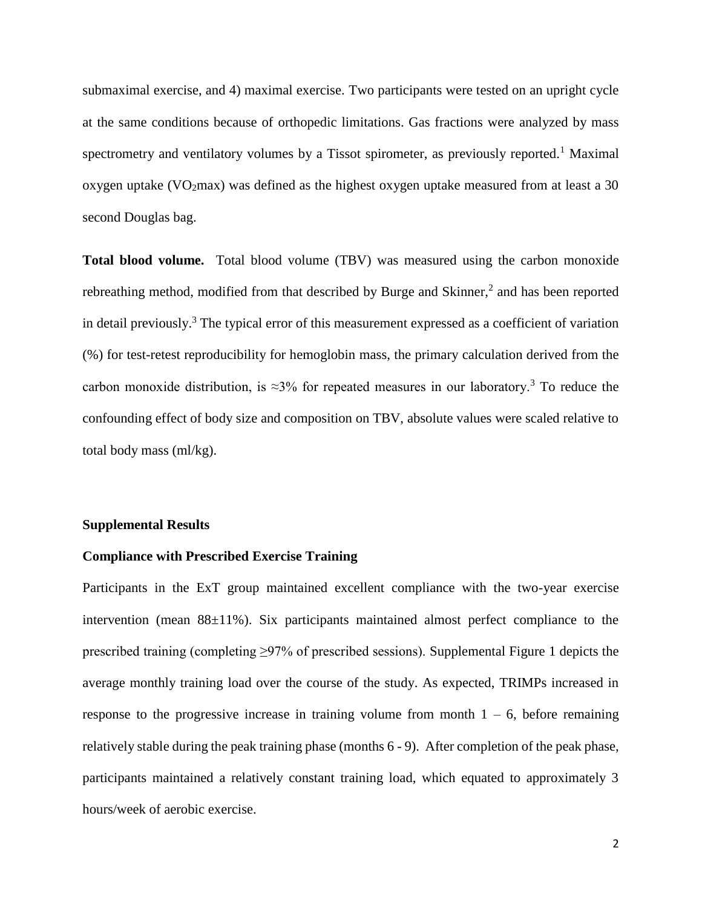submaximal exercise, and 4) maximal exercise. Two participants were tested on an upright cycle at the same conditions because of orthopedic limitations. Gas fractions were analyzed by mass spectrometry and ventilatory volumes by a Tissot spirometer, as previously reported.[1] Maximal oxygen uptake ($VO_2max$) was defined as the highest oxygen uptake measured from at least a 30 second Douglas bag.

**Total blood volume.** Total blood volume (TBV) was measured using the carbon monoxide rebreathing method, modified from that described by Burge and Skinner,[2] and has been reported in detail previously.[3] The typical error of this measurement expressed as a coefficient of variation (%) for test-retest reproducibility for hemoglobin mass, the primary calculation derived from the carbon monoxide distribution, is $\approx$3% for repeated measures in our laboratory.[3] To reduce the confounding effect of body size and composition on TBV, absolute values were scaled relative to total body mass (ml/kg).

## Supplemental Results

### Compliance with Prescribed Exercise Training

Participants in the ExT group maintained excellent compliance with the two-year exercise intervention (mean 88±11%). Six participants maintained almost perfect compliance to the prescribed training (completing ≥97% of prescribed sessions). Supplemental Figure 1 depicts the average monthly training load over the course of the study. As expected, TRIMPs increased in response to the progressive increase in training volume from month 1 – 6, before remaining relatively stable during the peak training phase (months 6 - 9). After completion of the peak phase, participants maintained a relatively constant training load, which equated to approximately 3 hours/week of aerobic exercise.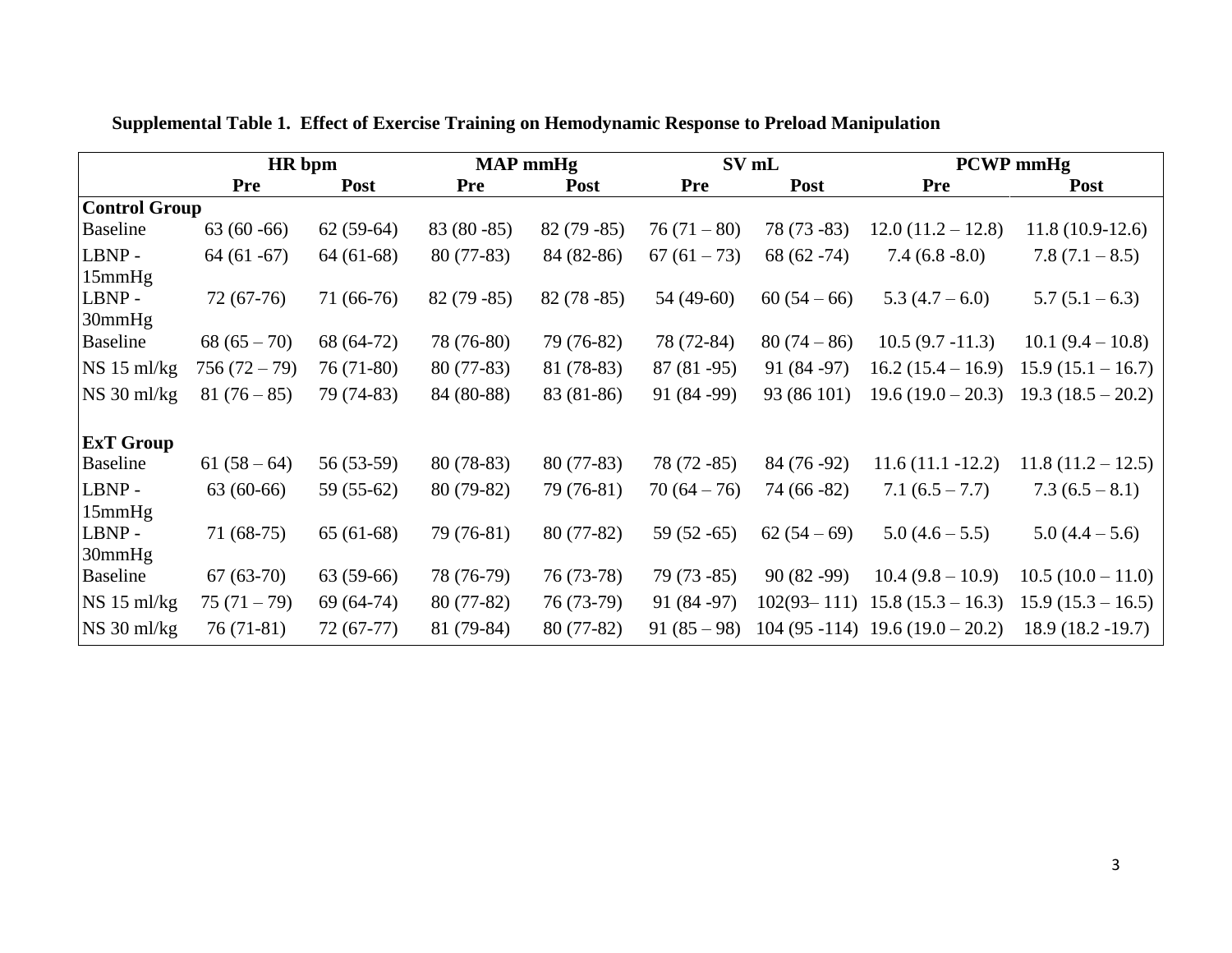**Supplemental Table 1. Effect of Exercise Training on Hemodynamic Response to Preload Manipulation**

| | HR bpm | | MAP mmHg | | SV mL | | PCWP mmHg | |
|---|---|---|---|---|---|---|---|---|
| | **Pre** | **Post** | **Pre** | **Post** | **Pre** | **Post** | **Pre** | **Post** |
| **Control Group** | | | | | | | | |
| Baseline | 63 (60 -66) | 62 (59-64) | 83 (80 -85) | 82 (79 -85) | 76 (71 – 80) | 78 (73 -83) | 12.0 (11.2 – 12.8) | 11.8 (10.9-12.6) |
| LBNP - 15mmHg | 64 (61 -67) | 64 (61-68) | 80 (77-83) | 84 (82-86) | 67 (61 – 73) | 68 (62 -74) | 7.4 (6.8 -8.0) | 7.8 (7.1 – 8.5) |
| LBNP - 30mmHg | 72 (67-76) | 71 (66-76) | 82 (79 -85) | 82 (78 -85) | 54 (49-60) | 60 (54 – 66) | 5.3 (4.7 – 6.0) | 5.7 (5.1 – 6.3) |
| Baseline | 68 (65 – 70) | 68 (64-72) | 78 (76-80) | 79 (76-82) | 78 (72-84) | 80 (74 – 86) | 10.5 (9.7 -11.3) | 10.1 (9.4 – 10.8) |
| NS 15 ml/kg | 756 (72 – 79) | 76 (71-80) | 80 (77-83) | 81 (78-83) | 87 (81 -95) | 91 (84 -97) | 16.2 (15.4 – 16.9) | 15.9 (15.1 – 16.7) |
| NS 30 ml/kg | 81 (76 – 85) | 79 (74-83) | 84 (80-88) | 83 (81-86) | 91 (84 -99) | 93 (86 101) | 19.6 (19.0 – 20.3) | 19.3 (18.5 – 20.2) |
| **ExT Group** | | | | | | | | |
| Baseline | 61 (58 – 64) | 56 (53-59) | 80 (78-83) | 80 (77-83) | 78 (72 -85) | 84 (76 -92) | 11.6 (11.1 -12.2) | 11.8 (11.2 – 12.5) |
| LBNP - 15mmHg | 63 (60-66) | 59 (55-62) | 80 (79-82) | 79 (76-81) | 70 (64 – 76) | 74 (66 -82) | 7.1 (6.5 – 7.7) | 7.3 (6.5 – 8.1) |
| LBNP - 30mmHg | 71 (68-75) | 65 (61-68) | 79 (76-81) | 80 (77-82) | 59 (52 -65) | 62 (54 – 69) | 5.0 (4.6 – 5.5) | 5.0 (4.4 – 5.6) |
| Baseline | 67 (63-70) | 63 (59-66) | 78 (76-79) | 76 (73-78) | 79 (73 -85) | 90 (82 -99) | 10.4 (9.8 – 10.9) | 10.5 (10.0 – 11.0) |
| NS 15 ml/kg | 75 (71 – 79) | 69 (64-74) | 80 (77-82) | 76 (73-79) | 91 (84 -97) | 102(93– 111) | 15.8 (15.3 – 16.3) | 15.9 (15.3 – 16.5) |
| NS 30 ml/kg | 76 (71-81) | 72 (67-77) | 81 (79-84) | 80 (77-82) | 91 (85 – 98) | 104 (95 -114) | 19.6 (19.0 – 20.2) | 18.9 (18.2 -19.7) |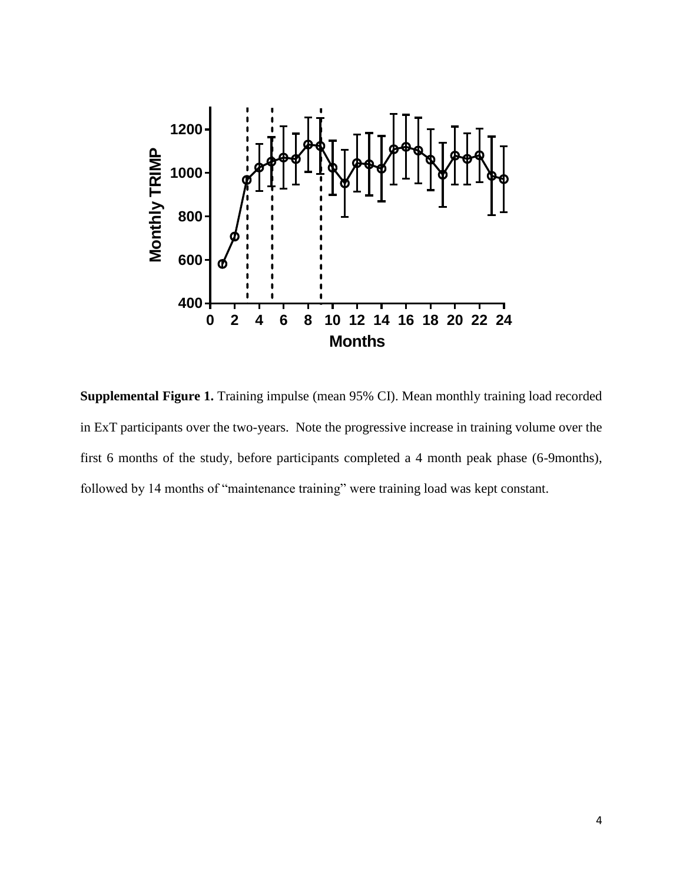**Supplemental Figure 1.** Training impulse (mean 95% CI). Mean monthly training load recorded in ExT participants over the two-years. Note the progressive increase in training volume over the first 6 months of the study, before participants completed a 4 month peak phase (6-9months), followed by 14 months of "maintenance training" were training load was kept constant.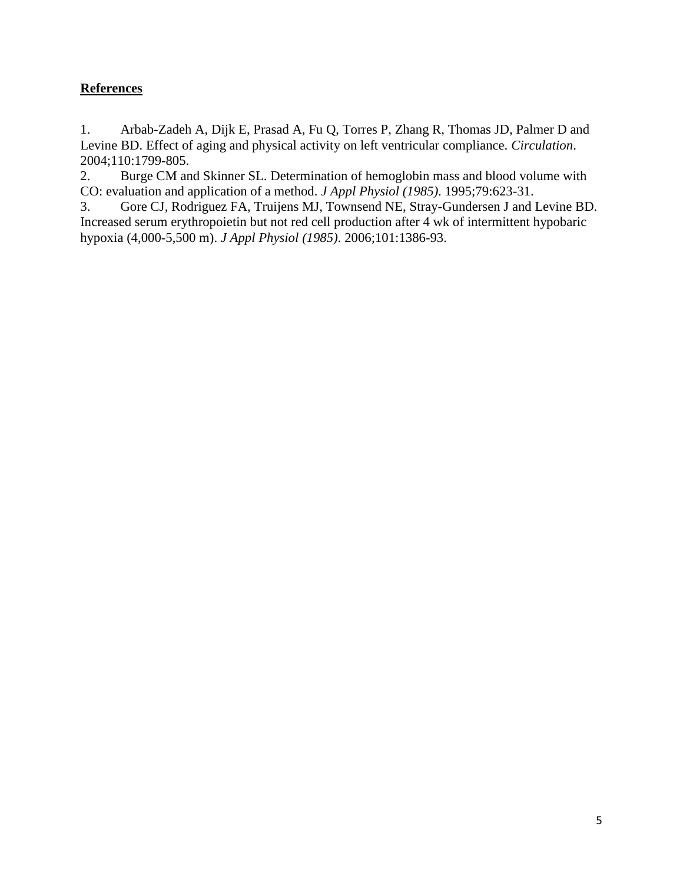**References**

1. Arbab-Zadeh A, Dijk E, Prasad A, Fu Q, Torres P, Zhang R, Thomas JD, Palmer D and Levine BD. Effect of aging and physical activity on left ventricular compliance. *Circulation*. 2004;110:1799-805.
2. Burge CM and Skinner SL. Determination of hemoglobin mass and blood volume with CO: evaluation and application of a method. *J Appl Physiol (1985)*. 1995;79:623-31.
3. Gore CJ, Rodriguez FA, Truijens MJ, Townsend NE, Stray-Gundersen J and Levine BD. Increased serum erythropoietin but not red cell production after 4 wk of intermittent hypobaric hypoxia (4,000-5,500 m). *J Appl Physiol (1985)*. 2006;101:1386-93.